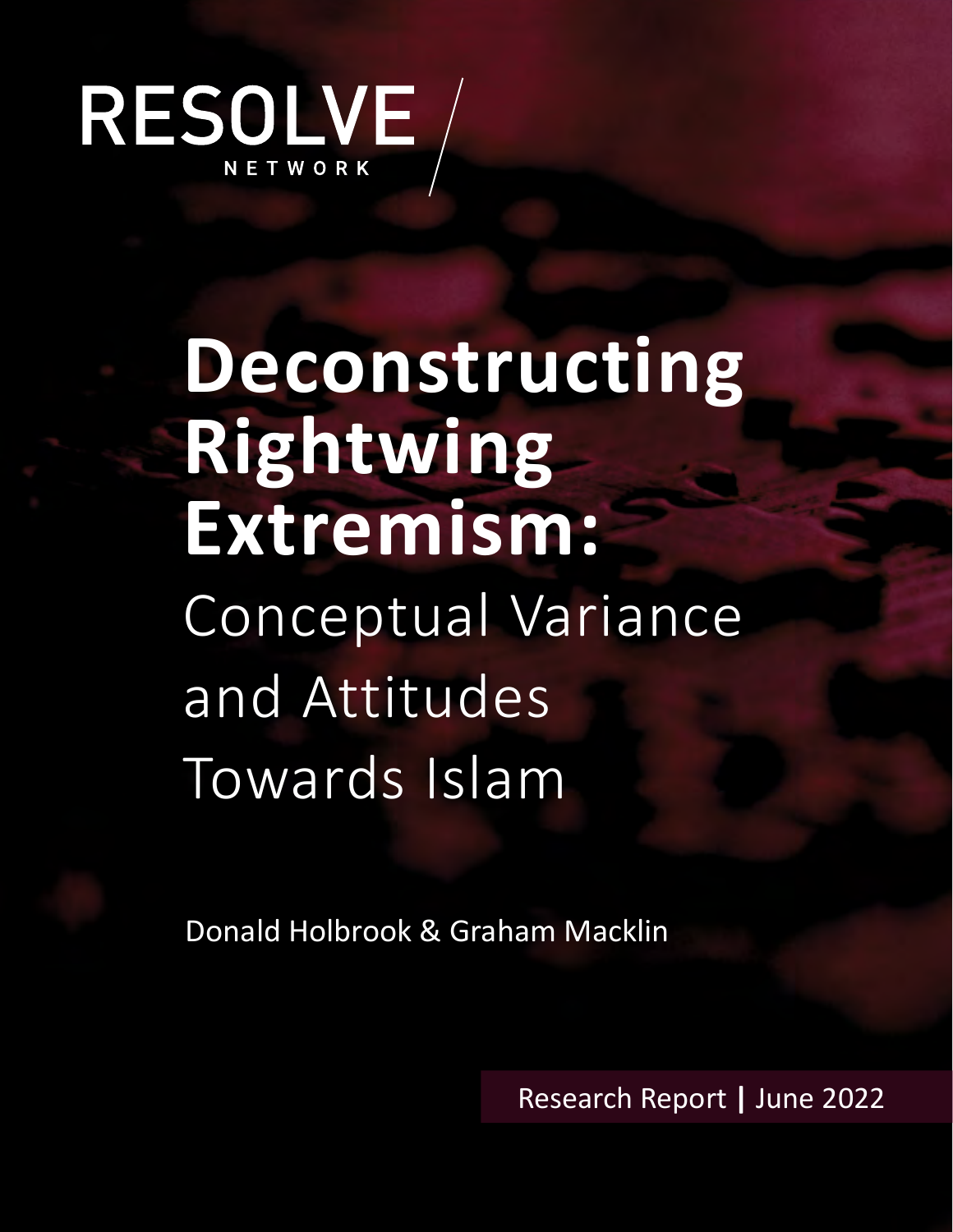RESOLVE NETWORK

# Deconstructing Rightwing Extremism:

## Conceptual Variance and Attitudes Towards Islam

Donald Holbrook & Graham Macklin

Research Report | June 2022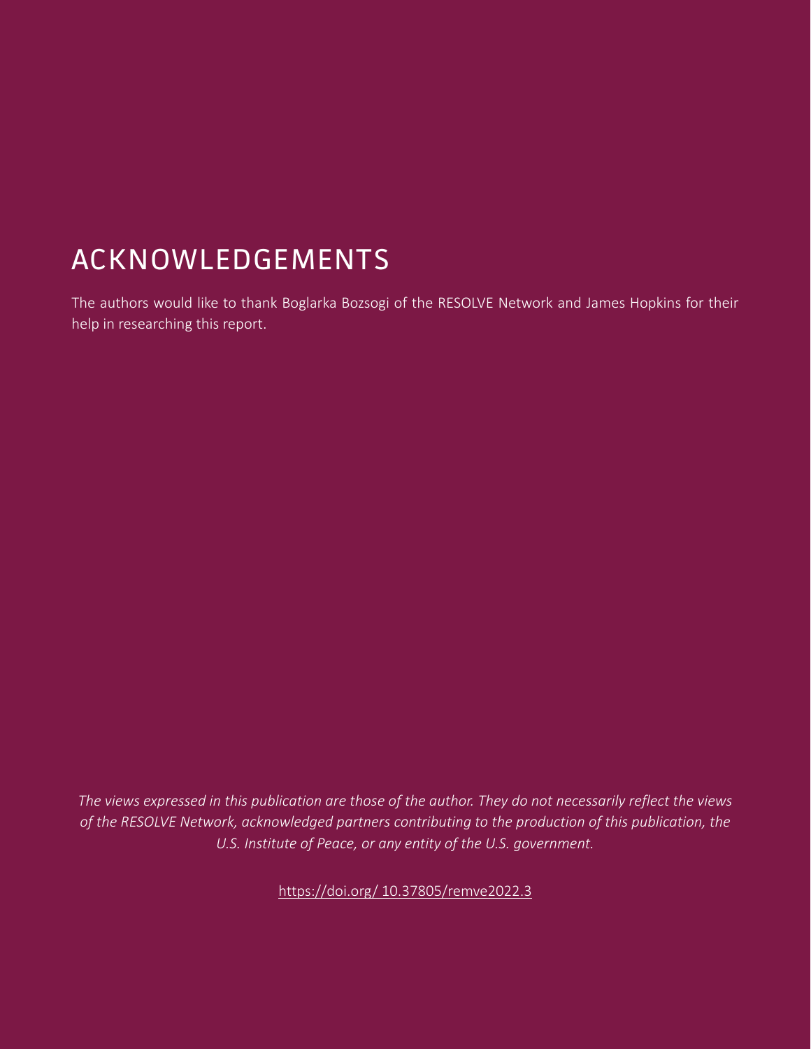# ACKNOWLEDGEMENTS

The authors would like to thank Boglarka Bozsogi of the RESOLVE Network and James Hopkins for their help in researching this report.

*The views expressed in this publication are those of the author. They do not necessarily reflect the views of the RESOLVE Network, acknowledged partners contributing to the production of this publication, the U.S. Institute of Peace, or any entity of the U.S. government.*

https://doi.org/ 10.37805/remve2022.3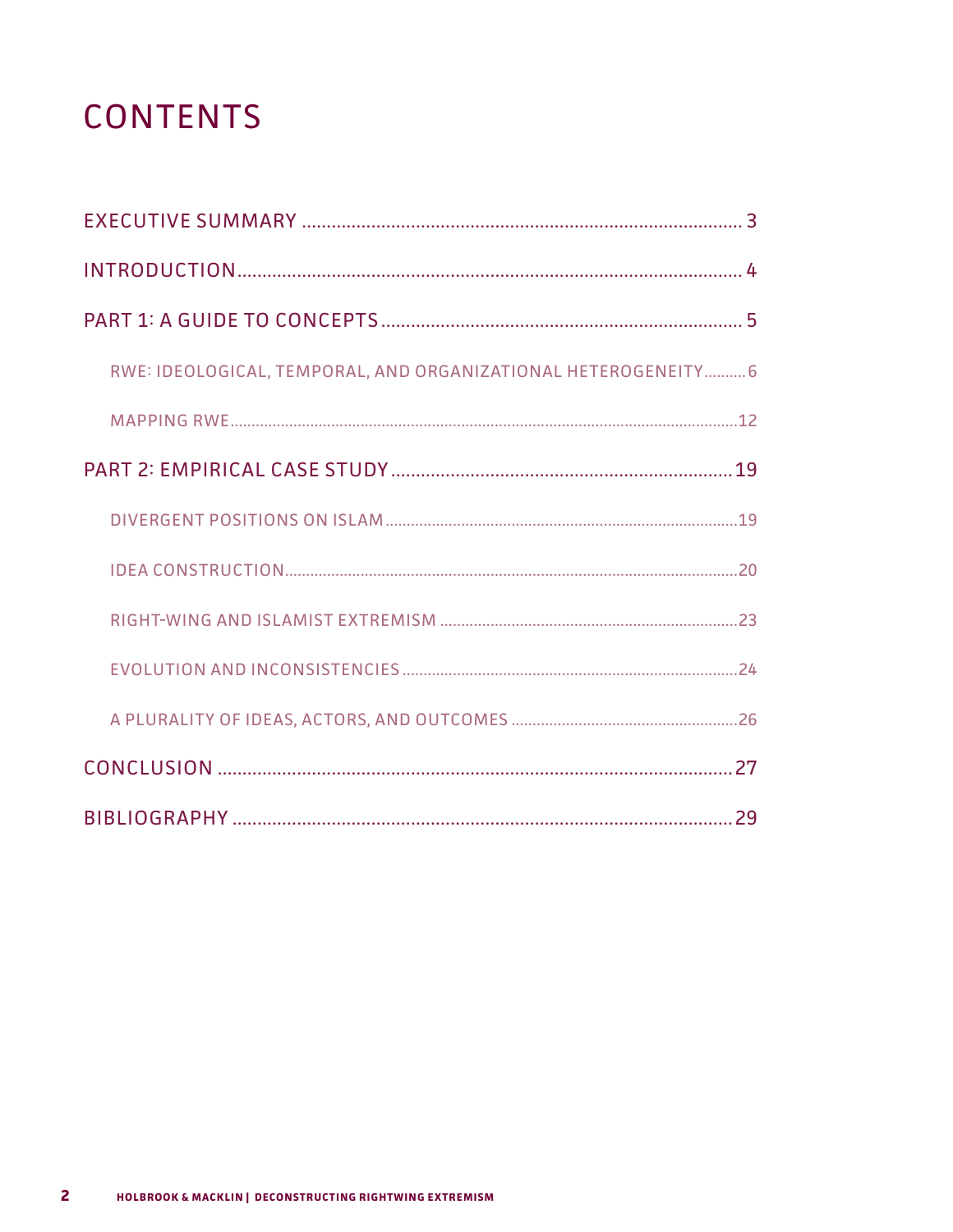# CONTENTS

EXECUTIVE SUMMARY ........................................................................................ 3

INTRODUCTION........................................................................................................ 4

PART 1: A GUIDE TO CONCEPTS ........................................................................ 5

- RWE: IDEOLOGICAL, TEMPORAL, AND ORGANIZATIONAL HETEROGENEITY.......... 6
- MAPPING RWE........................................................................................................12

PART 2: EMPIRICAL CASE STUDY .................................................................... 19

- DIVERGENT POSITIONS ON ISLAM..................................................................19
- IDEA CONSTRUCTION...........................................................................................20
- RIGHT-WING AND ISLAMIST EXTREMISM ......................................................23
- EVOLUTION AND INCONSISTENCIES ................................................................24
- A PLURALITY OF IDEAS, ACTORS, AND OUTCOMES ......................................26

CONCLUSION ......................................................................................................... 27

BIBLIOGRAPHY ...................................................................................................... 29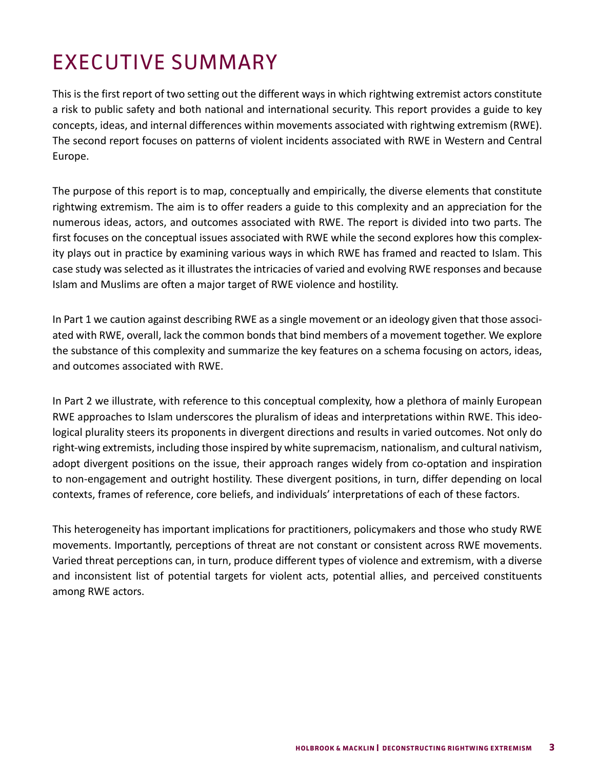# EXECUTIVE SUMMARY

This is the first report of two setting out the different ways in which rightwing extremist actors constitute a risk to public safety and both national and international security. This report provides a guide to key concepts, ideas, and internal differences within movements associated with rightwing extremism (RWE). The second report focuses on patterns of violent incidents associated with RWE in Western and Central Europe.

The purpose of this report is to map, conceptually and empirically, the diverse elements that constitute rightwing extremism. The aim is to offer readers a guide to this complexity and an appreciation for the numerous ideas, actors, and outcomes associated with RWE. The report is divided into two parts. The first focuses on the conceptual issues associated with RWE while the second explores how this complexity plays out in practice by examining various ways in which RWE has framed and reacted to Islam. This case study was selected as it illustrates the intricacies of varied and evolving RWE responses and because Islam and Muslims are often a major target of RWE violence and hostility.

In Part 1 we caution against describing RWE as a single movement or an ideology given that those associated with RWE, overall, lack the common bonds that bind members of a movement together. We explore the substance of this complexity and summarize the key features on a schema focusing on actors, ideas, and outcomes associated with RWE.

In Part 2 we illustrate, with reference to this conceptual complexity, how a plethora of mainly European RWE approaches to Islam underscores the pluralism of ideas and interpretations within RWE. This ideological plurality steers its proponents in divergent directions and results in varied outcomes. Not only do right-wing extremists, including those inspired by white supremacism, nationalism, and cultural nativism, adopt divergent positions on the issue, their approach ranges widely from co-optation and inspiration to non-engagement and outright hostility. These divergent positions, in turn, differ depending on local contexts, frames of reference, core beliefs, and individuals' interpretations of each of these factors.

This heterogeneity has important implications for practitioners, policymakers and those who study RWE movements. Importantly, perceptions of threat are not constant or consistent across RWE movements. Varied threat perceptions can, in turn, produce different types of violence and extremism, with a diverse and inconsistent list of potential targets for violent acts, potential allies, and perceived constituents among RWE actors.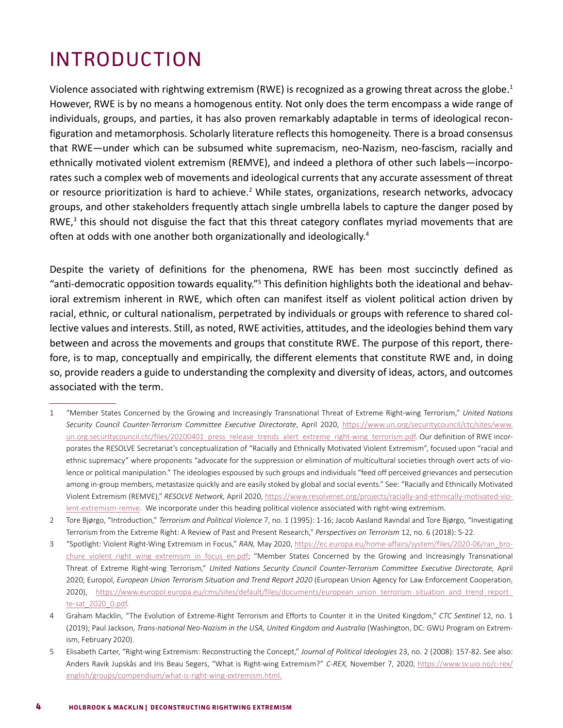# INTRODUCTION

Violence associated with rightwing extremism (RWE) is recognized as a growing threat across the globe.[1] However, RWE is by no means a homogenous entity. Not only does the term encompass a wide range of individuals, groups, and parties, it has also proven remarkably adaptable in terms of ideological reconfiguration and metamorphosis. Scholarly literature reflects this homogeneity. There is a broad consensus that RWE—under which can be subsumed white supremacism, neo-Nazism, neo-fascism, racially and ethnically motivated violent extremism (REMVE), and indeed a plethora of other such labels—incorporates such a complex web of movements and ideological currents that any accurate assessment of threat or resource prioritization is hard to achieve.[2] While states, organizations, research networks, advocacy groups, and other stakeholders frequently attach single umbrella labels to capture the danger posed by RWE,[3] this should not disguise the fact that this threat category conflates myriad movements that are often at odds with one another both organizationally and ideologically.[4]

Despite the variety of definitions for the phenomena, RWE has been most succinctly defined as "anti-democratic opposition towards equality."[5] This definition highlights both the ideational and behavioral extremism inherent in RWE, which often can manifest itself as violent political action driven by racial, ethnic, or cultural nationalism, perpetrated by individuals or groups with reference to shared collective values and interests. Still, as noted, RWE activities, attitudes, and the ideologies behind them vary between and across the movements and groups that constitute RWE. The purpose of this report, therefore, is to map, conceptually and empirically, the different elements that constitute RWE and, in doing so, provide readers a guide to understanding the complexity and diversity of ideas, actors, and outcomes associated with the term.

---

1 "Member States Concerned by the Growing and Increasingly Transnational Threat of Extreme Right-wing Terrorism," *United Nations Security Council Counter-Terrorism Committee Executive Directorate*, April 2020, https://www.un.org/securitycouncil/ctc/sites/www.un.org.securitycouncil.ctc/files/20200401_press_release_trends_alert_extreme_right-wing_terrorism.pdf. Our definition of RWE incorporates the RESOLVE Secretariat's conceptualization of "Racially and Ethnically Motivated Violent Extremism", focused upon "racial and ethnic supremacy" where proponents "advocate for the suppression or elimination of multicultural societies through overt acts of violence or political manipulation." The ideologies espoused by such groups and individuals "feed off perceived grievances and persecution among in-group members, metastasize quickly and are easily stoked by global and social events." See: "Racially and Ethnically Motivated Violent Extremism (REMVE)," *RESOLVE Network,* April 2020, https://www.resolvenet.org/projects/racially-and-ethnically-motivated-violent-extremism-remve. We incorporate under this heading political violence associated with right-wing extremism.

2 Tore Bjørgo, "Introduction," *Terrorism and Political Violence* 7, no. 1 (1995): 1-16; Jacob Aasland Ravndal and Tore Bjørgo, "Investigating Terrorism from the Extreme Right: A Review of Past and Present Research," *Perspectives on Terrorism* 12, no. 6 (2018): 5-22.

3 "Spotlight: Violent Right-Wing Extremism in Focus," *RAN,* May 2020, https://ec.europa.eu/home-affairs/system/files/2020-06/ran_brochure_violent_right_wing_extremism_in_focus_en.pdf; "Member States Concerned by the Growing and Increasingly Transnational Threat of Extreme Right-wing Terrorism," *United Nations Security Council Counter-Terrorism Committee Executive Directorate,* April 2020; Europol, *European Union Terrorism Situation and Trend Report 2020* (European Union Agency for Law Enforcement Cooperation, 2020), https://www.europol.europa.eu/cms/sites/default/files/documents/european_union_terrorism_situation_and_trend_report_te-sat_2020_0.pdf.

4 Graham Macklin, "The Evolution of Extreme-Right Terrorism and Efforts to Counter it in the United Kingdom," *CTC Sentinel* 12, no. 1 (2019); Paul Jackson, *Trans-national Neo-Nazism in the USA, United Kingdom and Australia* (Washington, DC: GWU Program on Extremism, February 2020).

5 Elisabeth Carter, "Right-wing Extremism: Reconstructing the Concept," *Journal of Political Ideologies* 23, no. 2 (2008): 157-82. See also: Anders Ravik Jupskås and Iris Beau Segers, "What is Right-wing Extremism?" *C-REX,* November 7, 2020, https://www.sv.uio.no/c-rex/english/groups/compendium/what-is-right-wing-extremism.html.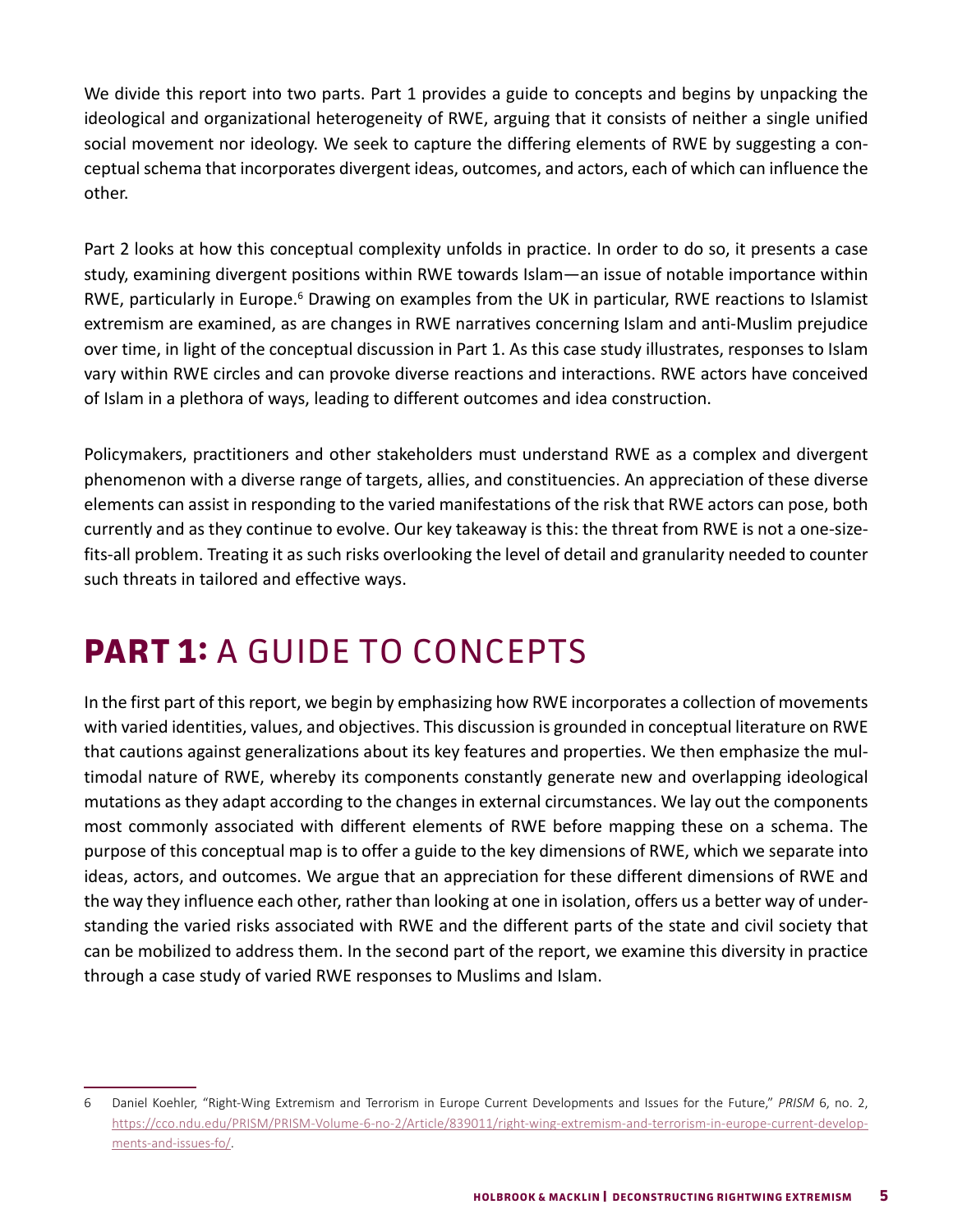We divide this report into two parts. Part 1 provides a guide to concepts and begins by unpacking the ideological and organizational heterogeneity of RWE, arguing that it consists of neither a single unified social movement nor ideology. We seek to capture the differing elements of RWE by suggesting a conceptual schema that incorporates divergent ideas, outcomes, and actors, each of which can influence the other.

Part 2 looks at how this conceptual complexity unfolds in practice. In order to do so, it presents a case study, examining divergent positions within RWE towards Islam—an issue of notable importance within RWE, particularly in Europe.[6] Drawing on examples from the UK in particular, RWE reactions to Islamist extremism are examined, as are changes in RWE narratives concerning Islam and anti-Muslim prejudice over time, in light of the conceptual discussion in Part 1. As this case study illustrates, responses to Islam vary within RWE circles and can provoke diverse reactions and interactions. RWE actors have conceived of Islam in a plethora of ways, leading to different outcomes and idea construction.

Policymakers, practitioners and other stakeholders must understand RWE as a complex and divergent phenomenon with a diverse range of targets, allies, and constituencies. An appreciation of these diverse elements can assist in responding to the varied manifestations of the risk that RWE actors can pose, both currently and as they continue to evolve. Our key takeaway is this: the threat from RWE is not a one-size-fits-all problem. Treating it as such risks overlooking the level of detail and granularity needed to counter such threats in tailored and effective ways.

# **PART 1:** A GUIDE TO CONCEPTS

In the first part of this report, we begin by emphasizing how RWE incorporates a collection of movements with varied identities, values, and objectives. This discussion is grounded in conceptual literature on RWE that cautions against generalizations about its key features and properties. We then emphasize the multimodal nature of RWE, whereby its components constantly generate new and overlapping ideological mutations as they adapt according to the changes in external circumstances. We lay out the components most commonly associated with different elements of RWE before mapping these on a schema. The purpose of this conceptual map is to offer a guide to the key dimensions of RWE, which we separate into ideas, actors, and outcomes. We argue that an appreciation for these different dimensions of RWE and the way they influence each other, rather than looking at one in isolation, offers us a better way of understanding the varied risks associated with RWE and the different parts of the state and civil society that can be mobilized to address them. In the second part of the report, we examine this diversity in practice through a case study of varied RWE responses to Muslims and Islam.

---

6 Daniel Koehler, "Right-Wing Extremism and Terrorism in Europe Current Developments and Issues for the Future," *PRISM* 6, no. 2, https://cco.ndu.edu/PRISM/PRISM-Volume-6-no-2/Article/839011/right-wing-extremism-and-terrorism-in-europe-current-developments-and-issues-fo/.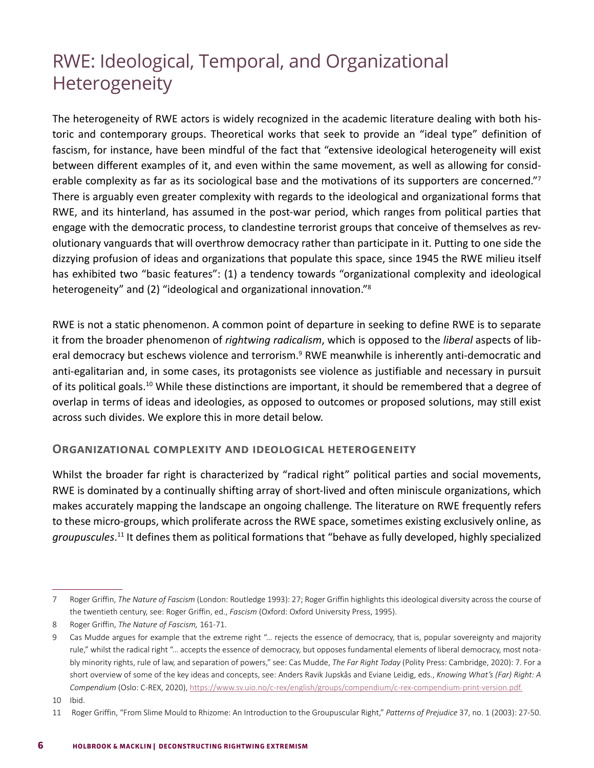# RWE: Ideological, Temporal, and Organizational Heterogeneity

The heterogeneity of RWE actors is widely recognized in the academic literature dealing with both historic and contemporary groups. Theoretical works that seek to provide an "ideal type" definition of fascism, for instance, have been mindful of the fact that "extensive ideological heterogeneity will exist between different examples of it, and even within the same movement, as well as allowing for considerable complexity as far as its sociological base and the motivations of its supporters are concerned."[7] There is arguably even greater complexity with regards to the ideological and organizational forms that RWE, and its hinterland, has assumed in the post-war period, which ranges from political parties that engage with the democratic process, to clandestine terrorist groups that conceive of themselves as revolutionary vanguards that will overthrow democracy rather than participate in it. Putting to one side the dizzying profusion of ideas and organizations that populate this space, since 1945 the RWE milieu itself has exhibited two "basic features": (1) a tendency towards "organizational complexity and ideological heterogeneity" and (2) "ideological and organizational innovation."[8]

RWE is not a static phenomenon. A common point of departure in seeking to define RWE is to separate it from the broader phenomenon of *rightwing radicalism*, which is opposed to the *liberal* aspects of liberal democracy but eschews violence and terrorism.[9] RWE meanwhile is inherently anti-democratic and anti-egalitarian and, in some cases, its protagonists see violence as justifiable and necessary in pursuit of its political goals.[10] While these distinctions are important, it should be remembered that a degree of overlap in terms of ideas and ideologies, as opposed to outcomes or proposed solutions, may still exist across such divides. We explore this in more detail below.

### Organizational complexity and ideological heterogeneity

Whilst the broader far right is characterized by "radical right" political parties and social movements, RWE is dominated by a continually shifting array of short-lived and often miniscule organizations, which makes accurately mapping the landscape an ongoing challenge. The literature on RWE frequently refers to these micro-groups, which proliferate across the RWE space, sometimes existing exclusively online, as *groupuscules*.[11] It defines them as political formations that "behave as fully developed, highly specialized

---

7 Roger Griffin, *The Nature of Fascism* (London: Routledge 1993): 27; Roger Griffin highlights this ideological diversity across the course of the twentieth century, see: Roger Griffin, ed., *Fascism* (Oxford: Oxford University Press, 1995).

8 Roger Griffin, *The Nature of Fascism,* 161-71.

9 Cas Mudde argues for example that the extreme right "… rejects the essence of democracy, that is, popular sovereignty and majority rule," whilst the radical right "… accepts the essence of democracy, but opposes fundamental elements of liberal democracy, most notably minority rights, rule of law, and separation of powers," see: Cas Mudde, *The Far Right Today* (Polity Press: Cambridge, 2020): 7. For a short overview of some of the key ideas and concepts, see: Anders Ravik Jupskås and Eviane Leidig, eds., *Knowing What's (Far) Right: A Compendium* (Oslo: C-REX, 2020), https://www.sv.uio.no/c-rex/english/groups/compendium/c-rex-compendium-print-version.pdf.

10 Ibid.

11 Roger Griffin, "From Slime Mould to Rhizome: An Introduction to the Groupuscular Right," *Patterns of Prejudice* 37, no. 1 (2003): 27-50.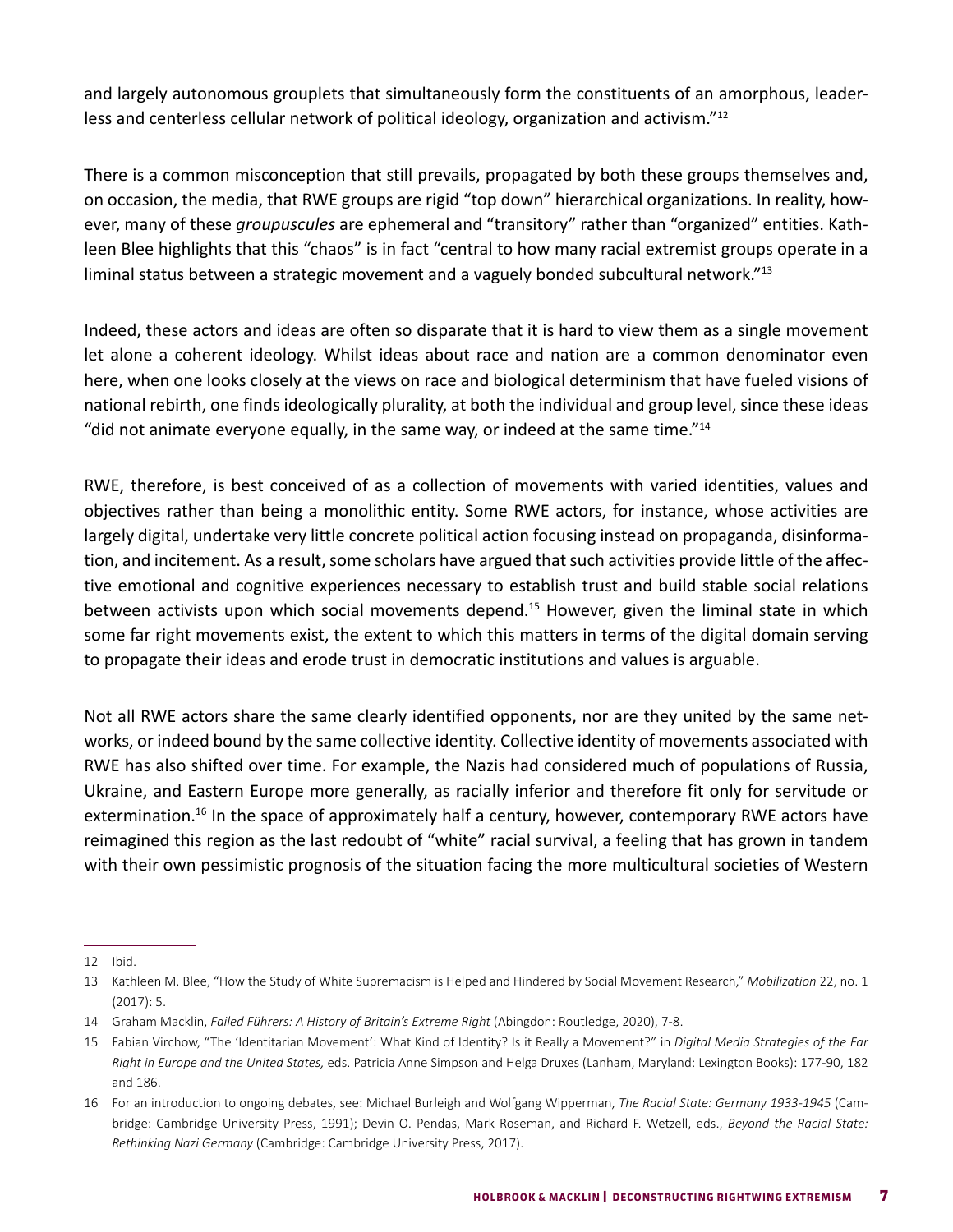and largely autonomous grouplets that simultaneously form the constituents of an amorphous, leaderless and centerless cellular network of political ideology, organization and activism."[12]

There is a common misconception that still prevails, propagated by both these groups themselves and, on occasion, the media, that RWE groups are rigid "top down" hierarchical organizations. In reality, however, many of these *groupuscules* are ephemeral and "transitory" rather than "organized" entities. Kathleen Blee highlights that this "chaos" is in fact "central to how many racial extremist groups operate in a liminal status between a strategic movement and a vaguely bonded subcultural network."[13]

Indeed, these actors and ideas are often so disparate that it is hard to view them as a single movement let alone a coherent ideology. Whilst ideas about race and nation are a common denominator even here, when one looks closely at the views on race and biological determinism that have fueled visions of national rebirth, one finds ideologically plurality, at both the individual and group level, since these ideas "did not animate everyone equally, in the same way, or indeed at the same time."[14]

RWE, therefore, is best conceived of as a collection of movements with varied identities, values and objectives rather than being a monolithic entity. Some RWE actors, for instance, whose activities are largely digital, undertake very little concrete political action focusing instead on propaganda, disinformation, and incitement. As a result, some scholars have argued that such activities provide little of the affective emotional and cognitive experiences necessary to establish trust and build stable social relations between activists upon which social movements depend.[15] However, given the liminal state in which some far right movements exist, the extent to which this matters in terms of the digital domain serving to propagate their ideas and erode trust in democratic institutions and values is arguable.

Not all RWE actors share the same clearly identified opponents, nor are they united by the same networks, or indeed bound by the same collective identity. Collective identity of movements associated with RWE has also shifted over time. For example, the Nazis had considered much of populations of Russia, Ukraine, and Eastern Europe more generally, as racially inferior and therefore fit only for servitude or extermination.[16] In the space of approximately half a century, however, contemporary RWE actors have reimagined this region as the last redoubt of "white" racial survival, a feeling that has grown in tandem with their own pessimistic prognosis of the situation facing the more multicultural societies of Western

---

12 Ibid.

13 Kathleen M. Blee, "How the Study of White Supremacism is Helped and Hindered by Social Movement Research," *Mobilization* 22, no. 1 (2017): 5.

14 Graham Macklin, *Failed Führers: A History of Britain's Extreme Right* (Abingdon: Routledge, 2020), 7-8.

15 Fabian Virchow, "The 'Identitarian Movement': What Kind of Identity? Is it Really a Movement?" in *Digital Media Strategies of the Far Right in Europe and the United States,* eds. Patricia Anne Simpson and Helga Druxes (Lanham, Maryland: Lexington Books): 177-90, 182 and 186.

16 For an introduction to ongoing debates, see: Michael Burleigh and Wolfgang Wipperman, *The Racial State: Germany 1933-1945* (Cambridge: Cambridge University Press, 1991); Devin O. Pendas, Mark Roseman, and Richard F. Wetzell, eds., *Beyond the Racial State: Rethinking Nazi Germany* (Cambridge: Cambridge University Press, 2017).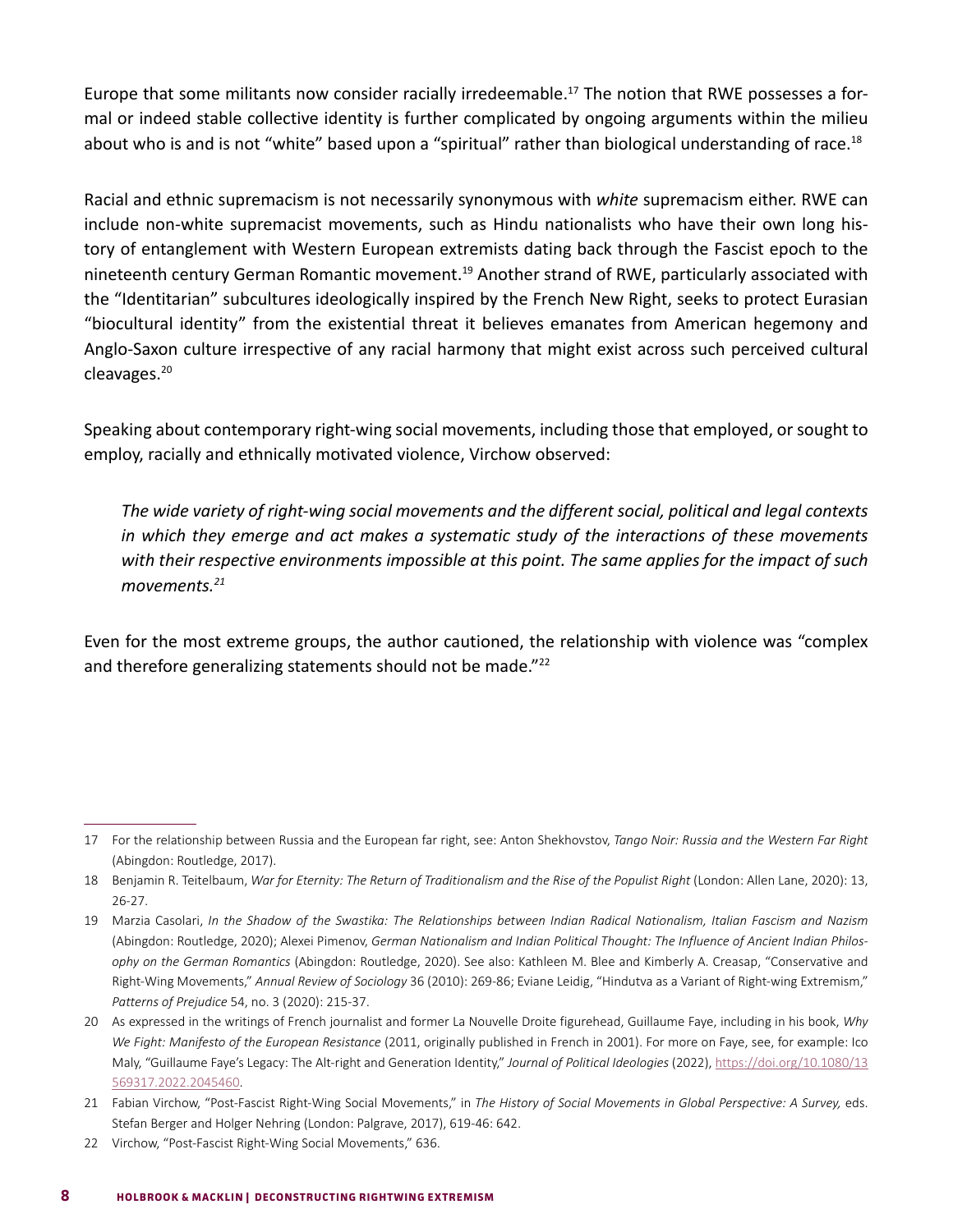Europe that some militants now consider racially irredeemable.[17] The notion that RWE possesses a formal or indeed stable collective identity is further complicated by ongoing arguments within the milieu about who is and is not "white" based upon a "spiritual" rather than biological understanding of race.[18]

Racial and ethnic supremacism is not necessarily synonymous with *white* supremacism either. RWE can include non-white supremacist movements, such as Hindu nationalists who have their own long history of entanglement with Western European extremists dating back through the Fascist epoch to the nineteenth century German Romantic movement.[19] Another strand of RWE, particularly associated with the "Identitarian" subcultures ideologically inspired by the French New Right, seeks to protect Eurasian "biocultural identity" from the existential threat it believes emanates from American hegemony and Anglo-Saxon culture irrespective of any racial harmony that might exist across such perceived cultural cleavages.[20]

Speaking about contemporary right-wing social movements, including those that employed, or sought to employ, racially and ethnically motivated violence, Virchow observed:

> *The wide variety of right-wing social movements and the different social, political and legal contexts in which they emerge and act makes a systematic study of the interactions of these movements with their respective environments impossible at this point. The same applies for the impact of such movements.*[21]

Even for the most extreme groups, the author cautioned, the relationship with violence was "complex and therefore generalizing statements should not be made."[22]

---

17 For the relationship between Russia and the European far right, see: Anton Shekhovtsov, *Tango Noir: Russia and the Western Far Right* (Abingdon: Routledge, 2017).

18 Benjamin R. Teitelbaum, *War for Eternity: The Return of Traditionalism and the Rise of the Populist Right* (London: Allen Lane, 2020): 13, 26-27.

19 Marzia Casolari, *In the Shadow of the Swastika: The Relationships between Indian Radical Nationalism, Italian Fascism and Nazism* (Abingdon: Routledge, 2020); Alexei Pimenov, *German Nationalism and Indian Political Thought: The Influence of Ancient Indian Philosophy on the German Romantics* (Abingdon: Routledge, 2020). See also: Kathleen M. Blee and Kimberly A. Creasap, "Conservative and Right-Wing Movements," *Annual Review of Sociology* 36 (2010): 269-86; Eviane Leidig, "Hindutva as a Variant of Right-wing Extremism," *Patterns of Prejudice* 54, no. 3 (2020): 215-37.

20 As expressed in the writings of French journalist and former La Nouvelle Droite figurehead, Guillaume Faye, including in his book, *Why We Fight: Manifesto of the European Resistance* (2011, originally published in French in 2001). For more on Faye, see, for example: Ico Maly, "Guillaume Faye's Legacy: The Alt-right and Generation Identity," *Journal of Political Ideologies* (2022), https://doi.org/10.1080/13569317.2022.2045460.

21 Fabian Virchow, "Post-Fascist Right-Wing Social Movements," in *The History of Social Movements in Global Perspective: A Survey,* eds. Stefan Berger and Holger Nehring (London: Palgrave, 2017), 619-46: 642.

22 Virchow, "Post-Fascist Right-Wing Social Movements," 636.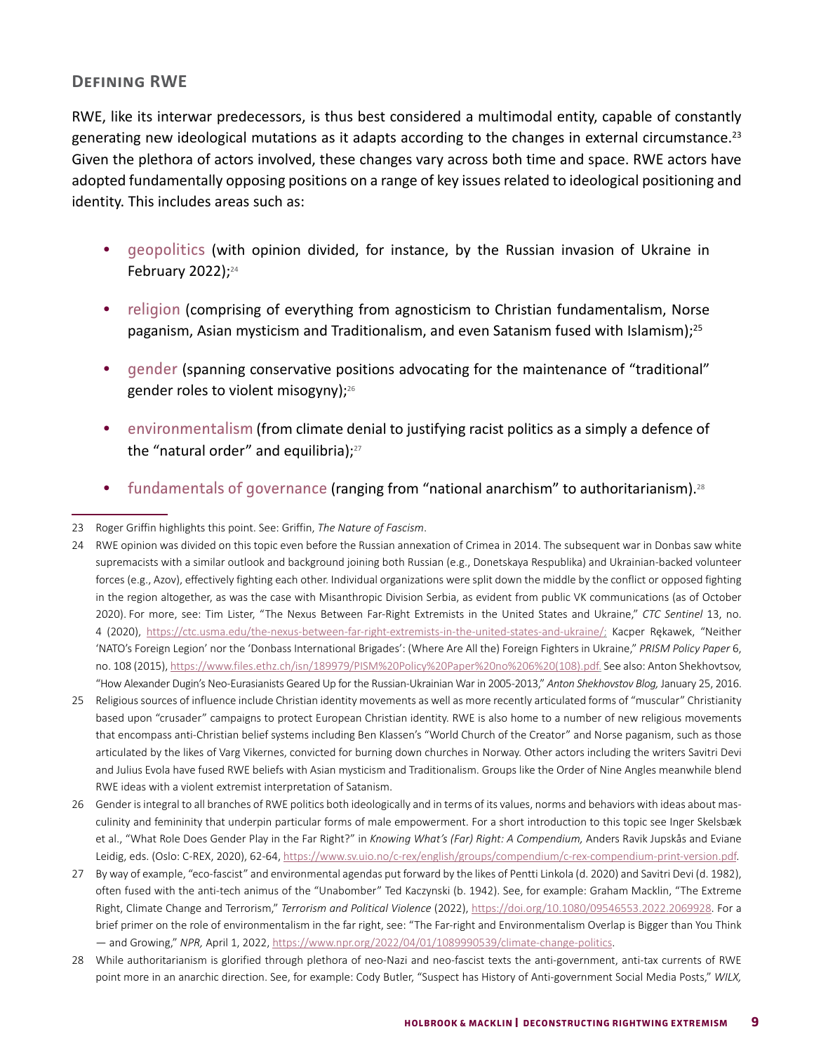## Defining RWE

RWE, like its interwar predecessors, is thus best considered a multimodal entity, capable of constantly generating new ideological mutations as it adapts according to the changes in external circumstance.[23] Given the plethora of actors involved, these changes vary across both time and space. RWE actors have adopted fundamentally opposing positions on a range of key issues related to ideological positioning and identity. This includes areas such as:

- geopolitics (with opinion divided, for instance, by the Russian invasion of Ukraine in February 2022);[24]
- religion (comprising of everything from agnosticism to Christian fundamentalism, Norse paganism, Asian mysticism and Traditionalism, and even Satanism fused with Islamism);[25]
- gender (spanning conservative positions advocating for the maintenance of "traditional" gender roles to violent misogyny);[26]
- environmentalism (from climate denial to justifying racist politics as a simply a defence of the "natural order" and equilibria);[27]
- fundamentals of governance (ranging from "national anarchism" to authoritarianism).[28]

---

23 Roger Griffin highlights this point. See: Griffin, *The Nature of Fascism*.

24 RWE opinion was divided on this topic even before the Russian annexation of Crimea in 2014. The subsequent war in Donbas saw white supremacists with a similar outlook and background joining both Russian (e.g., Donetskaya Respublika) and Ukrainian-backed volunteer forces (e.g., Azov), effectively fighting each other. Individual organizations were split down the middle by the conflict or opposed fighting in the region altogether, as was the case with Misanthropic Division Serbia, as evident from public VK communications (as of October 2020). For more, see: Tim Lister, "The Nexus Between Far-Right Extremists in the United States and Ukraine," *CTC Sentinel* 13, no. 4 (2020), https://ctc.usma.edu/the-nexus-between-far-right-extremists-in-the-united-states-and-ukraine/; Kacper Rękawek, "Neither 'NATO's Foreign Legion' nor the 'Donbass International Brigades': (Where Are All the) Foreign Fighters in Ukraine," *PRISM Policy Paper* 6, no. 108 (2015), https://www.files.ethz.ch/isn/189979/PISM%20Policy%20Paper%20no%206%20(108).pdf. See also: Anton Shekhovtsov, "How Alexander Dugin's Neo-Eurasianists Geared Up for the Russian-Ukrainian War in 2005-2013," *Anton Shekhovstov Blog,* January 25, 2016.

25 Religious sources of influence include Christian identity movements as well as more recently articulated forms of "muscular" Christianity based upon "crusader" campaigns to protect European Christian identity. RWE is also home to a number of new religious movements that encompass anti-Christian belief systems including Ben Klassen's "World Church of the Creator" and Norse paganism, such as those articulated by the likes of Varg Vikernes, convicted for burning down churches in Norway. Other actors including the writers Savitri Devi and Julius Evola have fused RWE beliefs with Asian mysticism and Traditionalism. Groups like the Order of Nine Angles meanwhile blend RWE ideas with a violent extremist interpretation of Satanism.

26 Gender is integral to all branches of RWE politics both ideologically and in terms of its values, norms and behaviors with ideas about masculinity and femininity that underpin particular forms of male empowerment. For a short introduction to this topic see Inger Skelsbæk et al., "What Role Does Gender Play in the Far Right?" in *Knowing What's (Far) Right: A Compendium,* Anders Ravik Jupskås and Eviane Leidig, eds. (Oslo: C-REX, 2020), 62-64, https://www.sv.uio.no/c-rex/english/groups/compendium/c-rex-compendium-print-version.pdf.

27 By way of example, "eco-fascist" and environmental agendas put forward by the likes of Pentti Linkola (d. 2020) and Savitri Devi (d. 1982), often fused with the anti-tech animus of the "Unabomber" Ted Kaczynski (b. 1942). See, for example: Graham Macklin, "The Extreme Right, Climate Change and Terrorism," *Terrorism and Political Violence* (2022), https://doi.org/10.1080/09546553.2022.2069928. For a brief primer on the role of environmentalism in the far right, see: "The Far-right and Environmentalism Overlap is Bigger than You Think — and Growing," *NPR,* April 1, 2022, https://www.npr.org/2022/04/01/1089990539/climate-change-politics.

28 While authoritarianism is glorified through plethora of neo-Nazi and neo-fascist texts the anti-government, anti-tax currents of RWE point more in an anarchic direction. See, for example: Cody Butler, "Suspect has History of Anti-government Social Media Posts," *WILX,*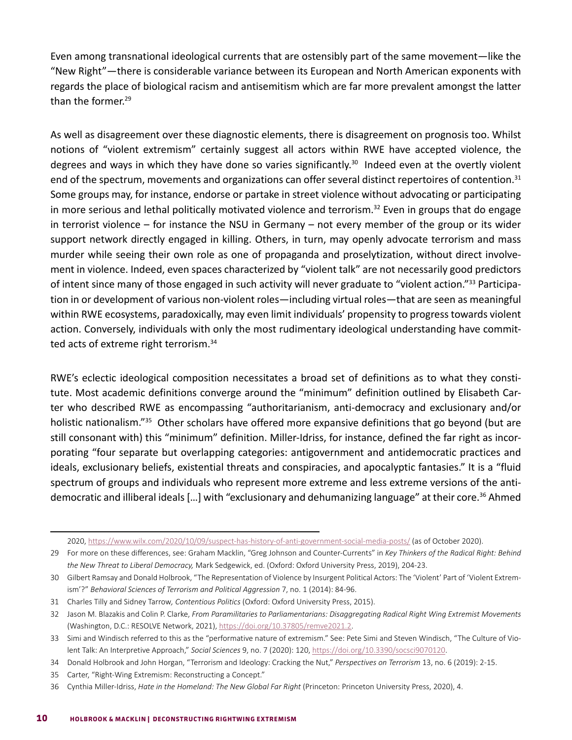Even among transnational ideological currents that are ostensibly part of the same movement—like the "New Right"—there is considerable variance between its European and North American exponents with regards the place of biological racism and antisemitism which are far more prevalent amongst the latter than the former.[29]

As well as disagreement over these diagnostic elements, there is disagreement on prognosis too. Whilst notions of "violent extremism" certainly suggest all actors within RWE have accepted violence, the degrees and ways in which they have done so varies significantly.[30] Indeed even at the overtly violent end of the spectrum, movements and organizations can offer several distinct repertoires of contention.[31] Some groups may, for instance, endorse or partake in street violence without advocating or participating in more serious and lethal politically motivated violence and terrorism.[32] Even in groups that do engage in terrorist violence – for instance the NSU in Germany – not every member of the group or its wider support network directly engaged in killing. Others, in turn, may openly advocate terrorism and mass murder while seeing their own role as one of propaganda and proselytization, without direct involvement in violence. Indeed, even spaces characterized by "violent talk" are not necessarily good predictors of intent since many of those engaged in such activity will never graduate to "violent action."[33] Participation in or development of various non-violent roles—including virtual roles—that are seen as meaningful within RWE ecosystems, paradoxically, may even limit individuals' propensity to progress towards violent action. Conversely, individuals with only the most rudimentary ideological understanding have committed acts of extreme right terrorism.[34]

RWE's eclectic ideological composition necessitates a broad set of definitions as to what they constitute. Most academic definitions converge around the "minimum" definition outlined by Elisabeth Carter who described RWE as encompassing "authoritarianism, anti-democracy and exclusionary and/or holistic nationalism."[35] Other scholars have offered more expansive definitions that go beyond (but are still consonant with) this "minimum" definition. Miller-Idriss, for instance, defined the far right as incorporating "four separate but overlapping categories: antigovernment and antidemocratic practices and ideals, exclusionary beliefs, existential threats and conspiracies, and apocalyptic fantasies." It is a "fluid spectrum of groups and individuals who represent more extreme and less extreme versions of the anti-democratic and illiberal ideals [...] with "exclusionary and dehumanizing language" at their core.[36] Ahmed

---

2020, https://www.wilx.com/2020/10/09/suspect-has-history-of-anti-government-social-media-posts/ (as of October 2020).

29 For more on these differences, see: Graham Macklin, "Greg Johnson and Counter-Currents" in *Key Thinkers of the Radical Right: Behind the New Threat to Liberal Democracy,* Mark Sedgewick, ed. (Oxford: Oxford University Press, 2019), 204-23.

30 Gilbert Ramsay and Donald Holbrook, "The Representation of Violence by Insurgent Political Actors: The 'Violent' Part of 'Violent Extremism'?" *Behavioral Sciences of Terrorism and Political Aggression* 7, no. 1 (2014): 84-96.

31 Charles Tilly and Sidney Tarrow, *Contentious Politics* (Oxford: Oxford University Press, 2015).

32 Jason M. Blazakis and Colin P. Clarke, *From Paramilitaries to Parliamentarians: Disaggregating Radical Right Wing Extremist Movements* (Washington, D.C.: RESOLVE Network, 2021), https://doi.org/10.37805/remve2021.2.

33 Simi and Windisch referred to this as the "performative nature of extremism." See: Pete Simi and Steven Windisch, "The Culture of Violent Talk: An Interpretive Approach," *Social Sciences* 9, no. 7 (2020): 120, https://doi.org/10.3390/socsci9070120.

34 Donald Holbrook and John Horgan, "Terrorism and Ideology: Cracking the Nut," *Perspectives on Terrorism* 13, no. 6 (2019): 2-15.

35 Carter, "Right-Wing Extremism: Reconstructing a Concept."

36 Cynthia Miller-Idriss, *Hate in the Homeland: The New Global Far Right* (Princeton: Princeton University Press, 2020), 4.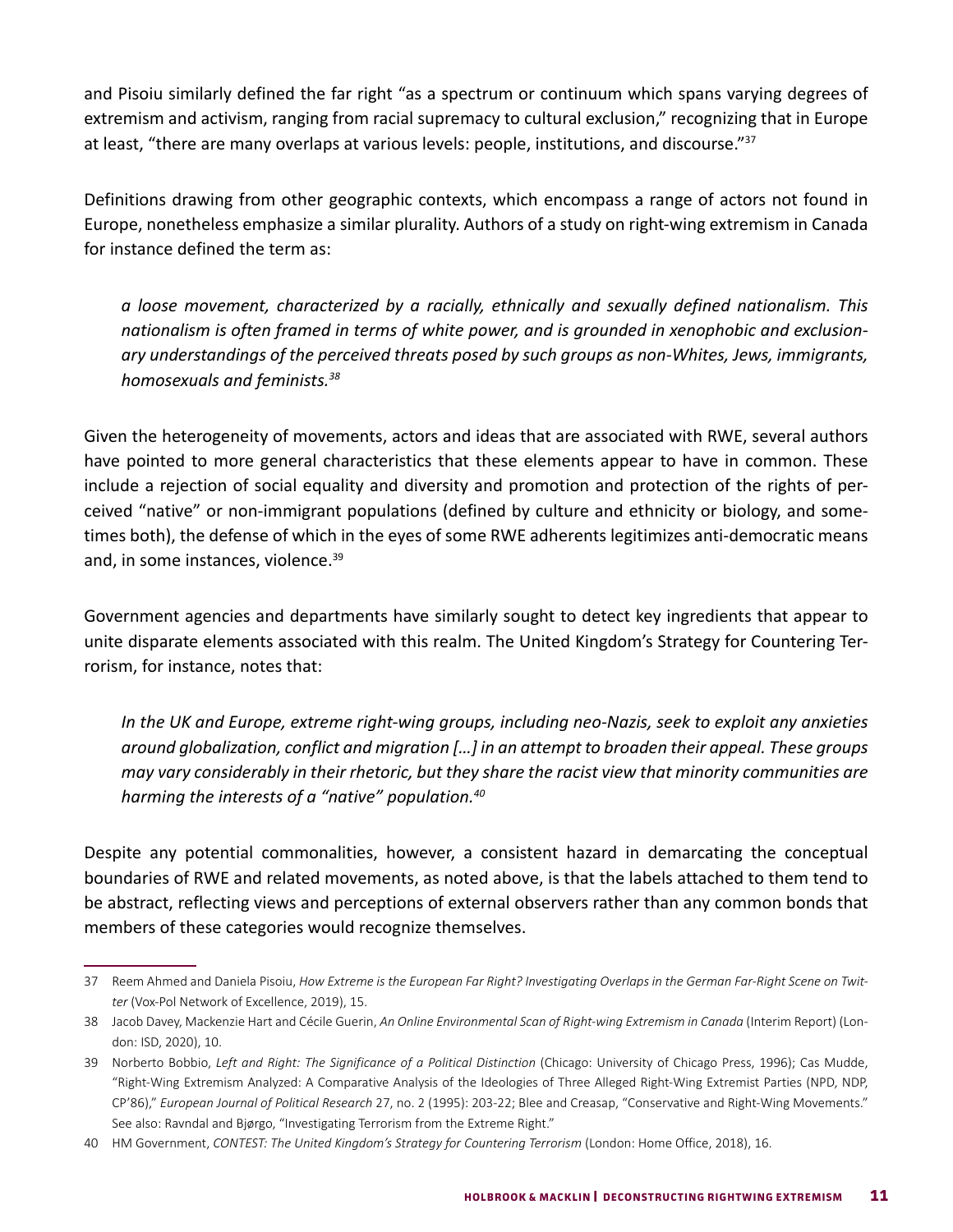and Pisoiu similarly defined the far right "as a spectrum or continuum which spans varying degrees of extremism and activism, ranging from racial supremacy to cultural exclusion," recognizing that in Europe at least, "there are many overlaps at various levels: people, institutions, and discourse."[37]

Definitions drawing from other geographic contexts, which encompass a range of actors not found in Europe, nonetheless emphasize a similar plurality. Authors of a study on right-wing extremism in Canada for instance defined the term as:

> *a loose movement, characterized by a racially, ethnically and sexually defined nationalism. This nationalism is often framed in terms of white power, and is grounded in xenophobic and exclusionary understandings of the perceived threats posed by such groups as non-Whites, Jews, immigrants, homosexuals and feminists.*[38]

Given the heterogeneity of movements, actors and ideas that are associated with RWE, several authors have pointed to more general characteristics that these elements appear to have in common. These include a rejection of social equality and diversity and promotion and protection of the rights of perceived "native" or non-immigrant populations (defined by culture and ethnicity or biology, and sometimes both), the defense of which in the eyes of some RWE adherents legitimizes anti-democratic means and, in some instances, violence.[39]

Government agencies and departments have similarly sought to detect key ingredients that appear to unite disparate elements associated with this realm. The United Kingdom's Strategy for Countering Terrorism, for instance, notes that:

> *In the UK and Europe, extreme right-wing groups, including neo-Nazis, seek to exploit any anxieties around globalization, conflict and migration […] in an attempt to broaden their appeal. These groups may vary considerably in their rhetoric, but they share the racist view that minority communities are harming the interests of a "native" population.*[40]

Despite any potential commonalities, however, a consistent hazard in demarcating the conceptual boundaries of RWE and related movements, as noted above, is that the labels attached to them tend to be abstract, reflecting views and perceptions of external observers rather than any common bonds that members of these categories would recognize themselves.

---

37 Reem Ahmed and Daniela Pisoiu, *How Extreme is the European Far Right? Investigating Overlaps in the German Far-Right Scene on Twitter* (Vox-Pol Network of Excellence, 2019), 15.

38 Jacob Davey, Mackenzie Hart and Cécile Guerin, *An Online Environmental Scan of Right-wing Extremism in Canada* (Interim Report) (London: ISD, 2020), 10.

39 Norberto Bobbio, *Left and Right: The Significance of a Political Distinction* (Chicago: University of Chicago Press, 1996); Cas Mudde, "Right-Wing Extremism Analyzed: A Comparative Analysis of the Ideologies of Three Alleged Right-Wing Extremist Parties (NPD, NDP, CP'86)," *European Journal of Political Research* 27, no. 2 (1995): 203-22; Blee and Creasap, "Conservative and Right-Wing Movements." See also: Ravndal and Bjørgo, "Investigating Terrorism from the Extreme Right."

40 HM Government, *CONTEST: The United Kingdom's Strategy for Countering Terrorism* (London: Home Office, 2018), 16.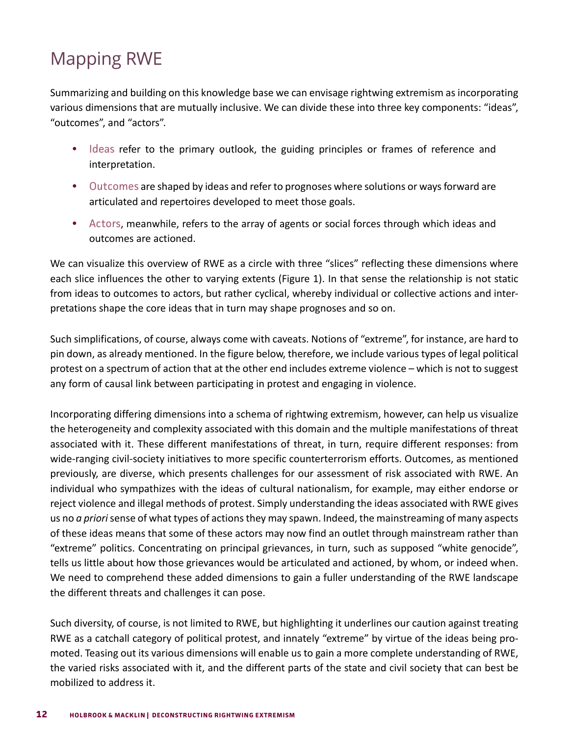# Mapping RWE

Summarizing and building on this knowledge base we can envisage rightwing extremism as incorporating various dimensions that are mutually inclusive. We can divide these into three key components: "ideas", "outcomes", and "actors".

- Ideas refer to the primary outlook, the guiding principles or frames of reference and interpretation.
- Outcomes are shaped by ideas and refer to prognoses where solutions or ways forward are articulated and repertoires developed to meet those goals.
- Actors, meanwhile, refers to the array of agents or social forces through which ideas and outcomes are actioned.

We can visualize this overview of RWE as a circle with three "slices" reflecting these dimensions where each slice influences the other to varying extents (Figure 1). In that sense the relationship is not static from ideas to outcomes to actors, but rather cyclical, whereby individual or collective actions and interpretations shape the core ideas that in turn may shape prognoses and so on.

Such simplifications, of course, always come with caveats. Notions of "extreme", for instance, are hard to pin down, as already mentioned. In the figure below, therefore, we include various types of legal political protest on a spectrum of action that at the other end includes extreme violence – which is not to suggest any form of causal link between participating in protest and engaging in violence.

Incorporating differing dimensions into a schema of rightwing extremism, however, can help us visualize the heterogeneity and complexity associated with this domain and the multiple manifestations of threat associated with it. These different manifestations of threat, in turn, require different responses: from wide-ranging civil-society initiatives to more specific counterterrorism efforts. Outcomes, as mentioned previously, are diverse, which presents challenges for our assessment of risk associated with RWE. An individual who sympathizes with the ideas of cultural nationalism, for example, may either endorse or reject violence and illegal methods of protest. Simply understanding the ideas associated with RWE gives us no *a priori* sense of what types of actions they may spawn. Indeed, the mainstreaming of many aspects of these ideas means that some of these actors may now find an outlet through mainstream rather than "extreme" politics. Concentrating on principal grievances, in turn, such as supposed "white genocide", tells us little about how those grievances would be articulated and actioned, by whom, or indeed when. We need to comprehend these added dimensions to gain a fuller understanding of the RWE landscape the different threats and challenges it can pose.

Such diversity, of course, is not limited to RWE, but highlighting it underlines our caution against treating RWE as a catchall category of political protest, and innately "extreme" by virtue of the ideas being promoted. Teasing out its various dimensions will enable us to gain a more complete understanding of RWE, the varied risks associated with it, and the different parts of the state and civil society that can best be mobilized to address it.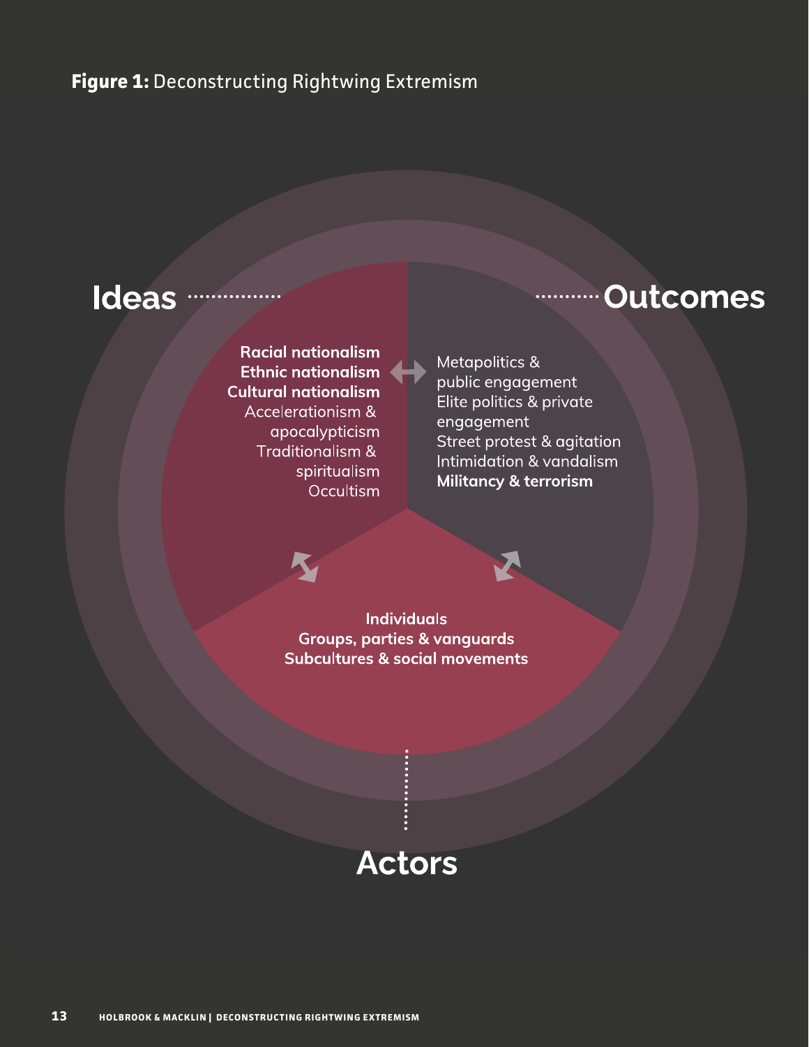**Figure 1:** Deconstructing Rightwing Extremism

## Ideas

**Racial nationalism**
**Ethnic nationalism**
**Cultural nationalism**
Accelerationism & apocalypticism
Traditionalism & spiritualism
Occultism

## Outcomes

Metapolitics & public engagement
Elite politics & private engagement
Street protest & agitation
Intimidation & vandalism
**Militancy & terrorism**

## Actors

**Individuals**
**Groups, parties & vanguards**
**Subcultures & social movements**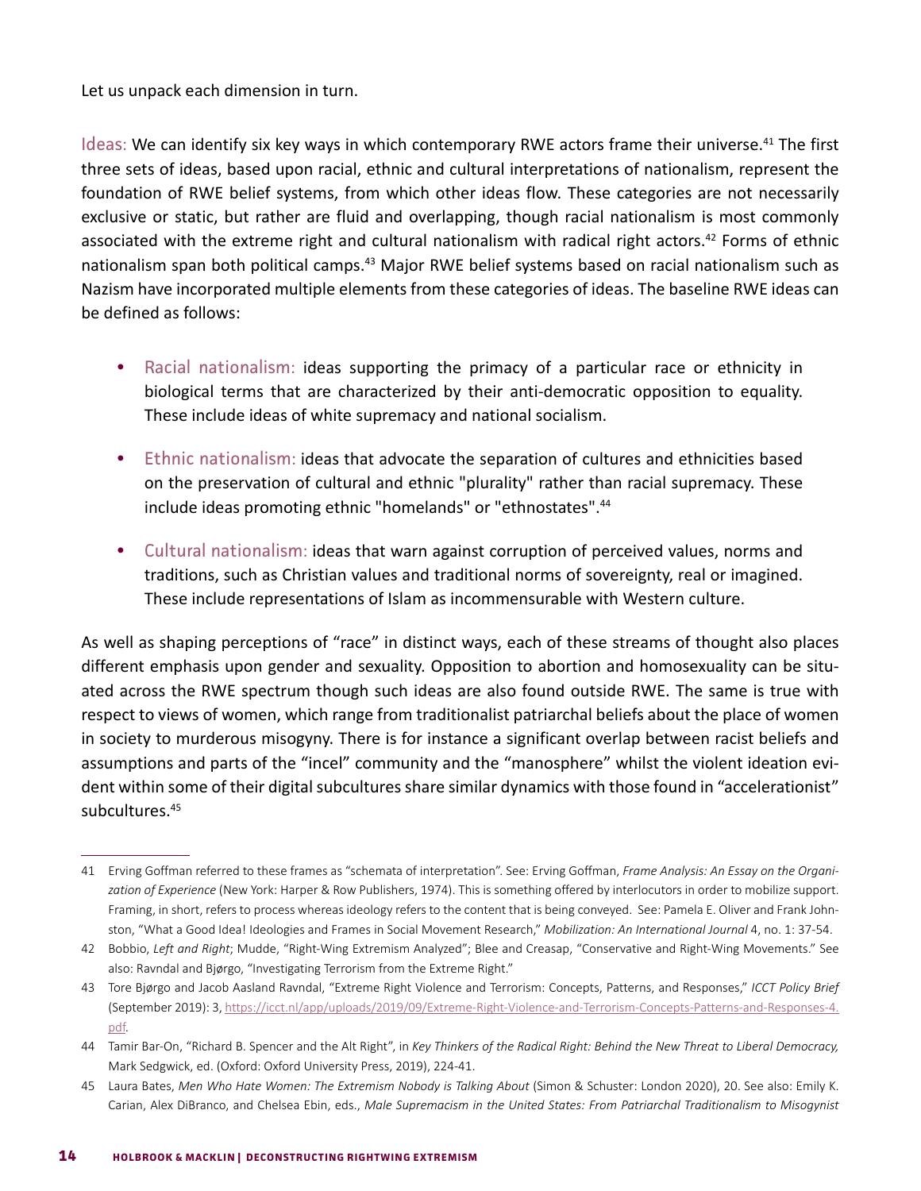Let us unpack each dimension in turn.

Ideas: We can identify six key ways in which contemporary RWE actors frame their universe.[41] The first three sets of ideas, based upon racial, ethnic and cultural interpretations of nationalism, represent the foundation of RWE belief systems, from which other ideas flow. These categories are not necessarily exclusive or static, but rather are fluid and overlapping, though racial nationalism is most commonly associated with the extreme right and cultural nationalism with radical right actors.[42] Forms of ethnic nationalism span both political camps.[43] Major RWE belief systems based on racial nationalism such as Nazism have incorporated multiple elements from these categories of ideas. The baseline RWE ideas can be defined as follows:

- Racial nationalism: ideas supporting the primacy of a particular race or ethnicity in biological terms that are characterized by their anti-democratic opposition to equality. These include ideas of white supremacy and national socialism.
- Ethnic nationalism: ideas that advocate the separation of cultures and ethnicities based on the preservation of cultural and ethnic "plurality" rather than racial supremacy. These include ideas promoting ethnic "homelands" or "ethnostates".[44]
- Cultural nationalism: ideas that warn against corruption of perceived values, norms and traditions, such as Christian values and traditional norms of sovereignty, real or imagined. These include representations of Islam as incommensurable with Western culture.

As well as shaping perceptions of "race" in distinct ways, each of these streams of thought also places different emphasis upon gender and sexuality. Opposition to abortion and homosexuality can be situated across the RWE spectrum though such ideas are also found outside RWE. The same is true with respect to views of women, which range from traditionalist patriarchal beliefs about the place of women in society to murderous misogyny. There is for instance a significant overlap between racist beliefs and assumptions and parts of the "incel" community and the "manosphere" whilst the violent ideation evident within some of their digital subcultures share similar dynamics with those found in "accelerationist" subcultures.[45]

---

41 Erving Goffman referred to these frames as "schemata of interpretation". See: Erving Goffman, *Frame Analysis: An Essay on the Organization of Experience* (New York: Harper & Row Publishers, 1974). This is something offered by interlocutors in order to mobilize support. Framing, in short, refers to process whereas ideology refers to the content that is being conveyed. See: Pamela E. Oliver and Frank Johnston, "What a Good Idea! Ideologies and Frames in Social Movement Research," *Mobilization: An International Journal* 4, no. 1: 37-54.

42 Bobbio, *Left and Right*; Mudde, "Right-Wing Extremism Analyzed"; Blee and Creasap, "Conservative and Right-Wing Movements." See also: Ravndal and Bjørgo, "Investigating Terrorism from the Extreme Right."

43 Tore Bjørgo and Jacob Aasland Ravndal, "Extreme Right Violence and Terrorism: Concepts, Patterns, and Responses," *ICCT Policy Brief* (September 2019): 3, https://icct.nl/app/uploads/2019/09/Extreme-Right-Violence-and-Terrorism-Concepts-Patterns-and-Responses-4.pdf.

44 Tamir Bar-On, "Richard B. Spencer and the Alt Right", in *Key Thinkers of the Radical Right: Behind the New Threat to Liberal Democracy,* Mark Sedgwick, ed. (Oxford: Oxford University Press, 2019), 224-41.

45 Laura Bates, *Men Who Hate Women: The Extremism Nobody is Talking About* (Simon & Schuster: London 2020), 20. See also: Emily K. Carian, Alex DiBranco, and Chelsea Ebin, eds., *Male Supremacism in the United States: From Patriarchal Traditionalism to Misogynist*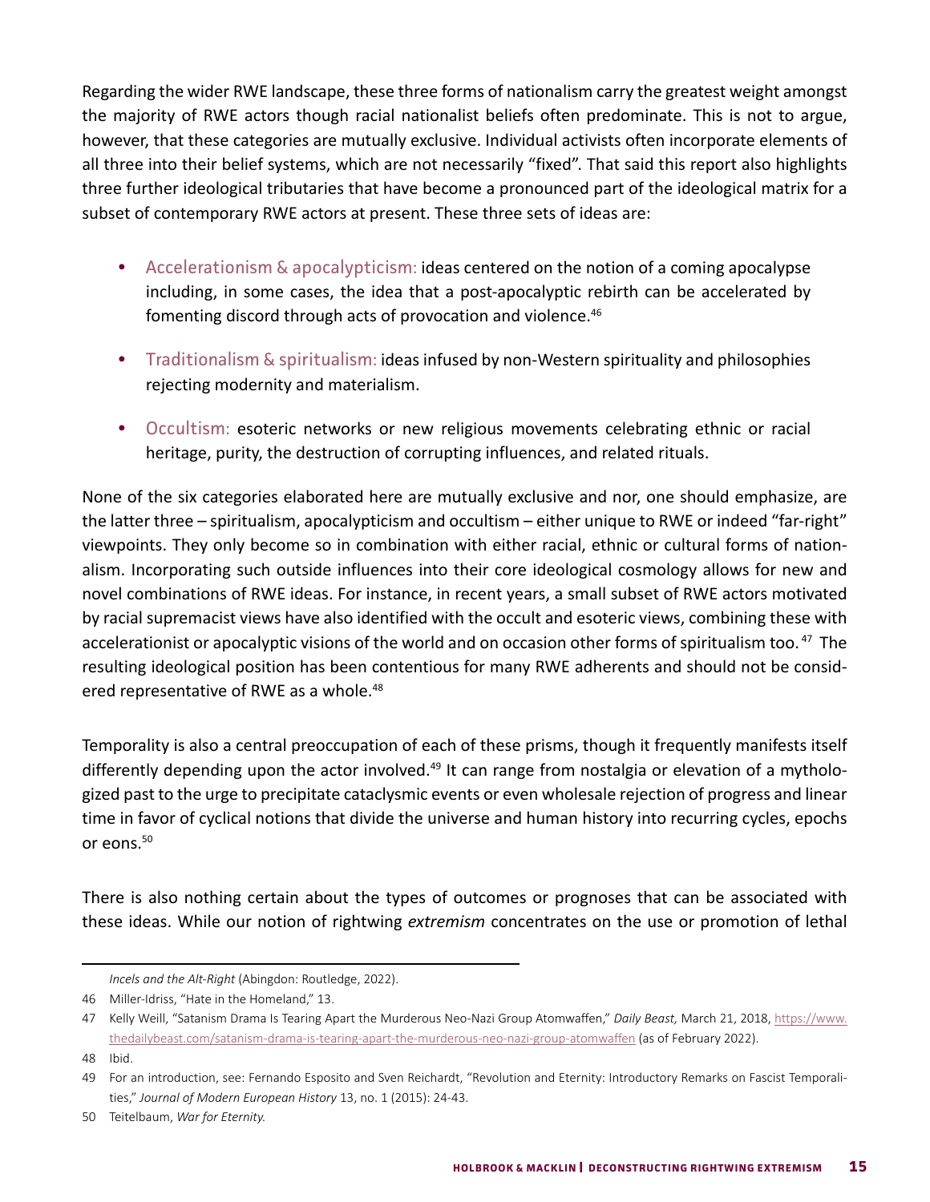Regarding the wider RWE landscape, these three forms of nationalism carry the greatest weight amongst the majority of RWE actors though racial nationalist beliefs often predominate. This is not to argue, however, that these categories are mutually exclusive. Individual activists often incorporate elements of all three into their belief systems, which are not necessarily "fixed". That said this report also highlights three further ideological tributaries that have become a pronounced part of the ideological matrix for a subset of contemporary RWE actors at present. These three sets of ideas are:

- Accelerationism & apocalypticism: ideas centered on the notion of a coming apocalypse including, in some cases, the idea that a post-apocalyptic rebirth can be accelerated by fomenting discord through acts of provocation and violence.[46]
- Traditionalism & spiritualism: ideas infused by non-Western spirituality and philosophies rejecting modernity and materialism.
- Occultism: esoteric networks or new religious movements celebrating ethnic or racial heritage, purity, the destruction of corrupting influences, and related rituals.

None of the six categories elaborated here are mutually exclusive and nor, one should emphasize, are the latter three – spiritualism, apocalypticism and occultism – either unique to RWE or indeed "far-right" viewpoints. They only become so in combination with either racial, ethnic or cultural forms of nationalism. Incorporating such outside influences into their core ideological cosmology allows for new and novel combinations of RWE ideas. For instance, in recent years, a small subset of RWE actors motivated by racial supremacist views have also identified with the occult and esoteric views, combining these with accelerationist or apocalyptic visions of the world and on occasion other forms of spiritualism too.[47] The resulting ideological position has been contentious for many RWE adherents and should not be considered representative of RWE as a whole.[48]

Temporality is also a central preoccupation of each of these prisms, though it frequently manifests itself differently depending upon the actor involved.[49] It can range from nostalgia or elevation of a mythologized past to the urge to precipitate cataclysmic events or even wholesale rejection of progress and linear time in favor of cyclical notions that divide the universe and human history into recurring cycles, epochs or eons.[50]

There is also nothing certain about the types of outcomes or prognoses that can be associated with these ideas. While our notion of rightwing *extremism* concentrates on the use or promotion of lethal

---

*Incels and the Alt-Right* (Abingdon: Routledge, 2022).

46 Miller-Idriss, "Hate in the Homeland," 13.

47 Kelly Weill, "Satanism Drama Is Tearing Apart the Murderous Neo-Nazi Group Atomwaffen," *Daily Beast,* March 21, 2018, https://www.thedailybeast.com/satanism-drama-is-tearing-apart-the-murderous-neo-nazi-group-atomwaffen (as of February 2022).

48 Ibid.

49 For an introduction, see: Fernando Esposito and Sven Reichardt, "Revolution and Eternity: Introductory Remarks on Fascist Temporalities," *Journal of Modern European History* 13, no. 1 (2015): 24-43.

50 Teitelbaum, *War for Eternity.*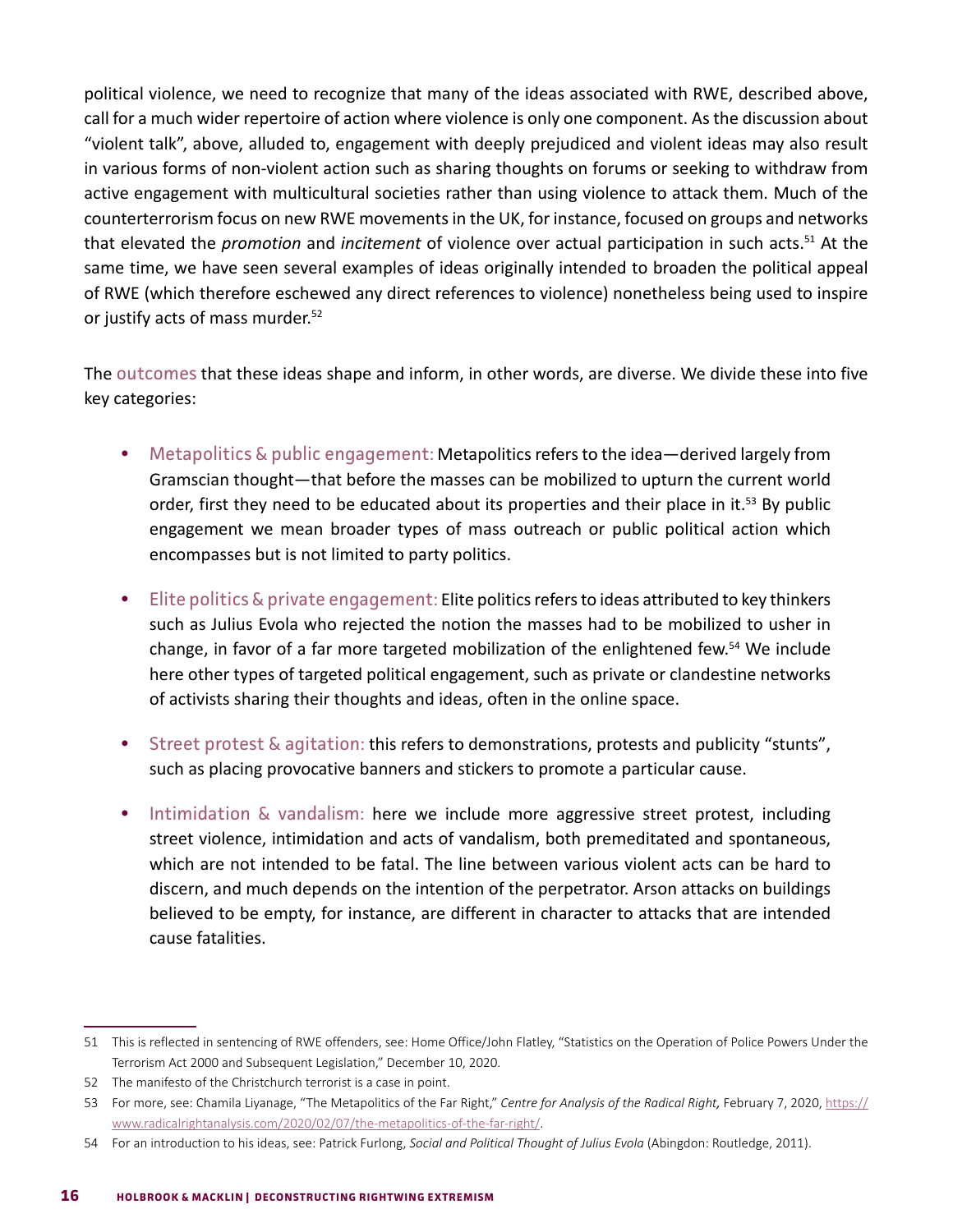political violence, we need to recognize that many of the ideas associated with RWE, described above, call for a much wider repertoire of action where violence is only one component. As the discussion about "violent talk", above, alluded to, engagement with deeply prejudiced and violent ideas may also result in various forms of non-violent action such as sharing thoughts on forums or seeking to withdraw from active engagement with multicultural societies rather than using violence to attack them. Much of the counterterrorism focus on new RWE movements in the UK, for instance, focused on groups and networks that elevated the *promotion* and *incitement* of violence over actual participation in such acts.[51] At the same time, we have seen several examples of ideas originally intended to broaden the political appeal of RWE (which therefore eschewed any direct references to violence) nonetheless being used to inspire or justify acts of mass murder.[52]

The outcomes that these ideas shape and inform, in other words, are diverse. We divide these into five key categories:

- Metapolitics & public engagement: Metapolitics refers to the idea—derived largely from Gramscian thought—that before the masses can be mobilized to upturn the current world order, first they need to be educated about its properties and their place in it.[53] By public engagement we mean broader types of mass outreach or public political action which encompasses but is not limited to party politics.

- Elite politics & private engagement: Elite politics refers to ideas attributed to key thinkers such as Julius Evola who rejected the notion the masses had to be mobilized to usher in change, in favor of a far more targeted mobilization of the enlightened few.[54] We include here other types of targeted political engagement, such as private or clandestine networks of activists sharing their thoughts and ideas, often in the online space.

- Street protest & agitation: this refers to demonstrations, protests and publicity "stunts", such as placing provocative banners and stickers to promote a particular cause.

- Intimidation & vandalism: here we include more aggressive street protest, including street violence, intimidation and acts of vandalism, both premeditated and spontaneous, which are not intended to be fatal. The line between various violent acts can be hard to discern, and much depends on the intention of the perpetrator. Arson attacks on buildings believed to be empty, for instance, are different in character to attacks that are intended cause fatalities.

---

51 This is reflected in sentencing of RWE offenders, see: Home Office/John Flatley, "Statistics on the Operation of Police Powers Under the Terrorism Act 2000 and Subsequent Legislation," December 10, 2020.

52 The manifesto of the Christchurch terrorist is a case in point.

53 For more, see: Chamila Liyanage, "The Metapolitics of the Far Right," *Centre for Analysis of the Radical Right,* February 7, 2020, https://www.radicalrightanalysis.com/2020/02/07/the-metapolitics-of-the-far-right/.

54 For an introduction to his ideas, see: Patrick Furlong, *Social and Political Thought of Julius Evola* (Abingdon: Routledge, 2011).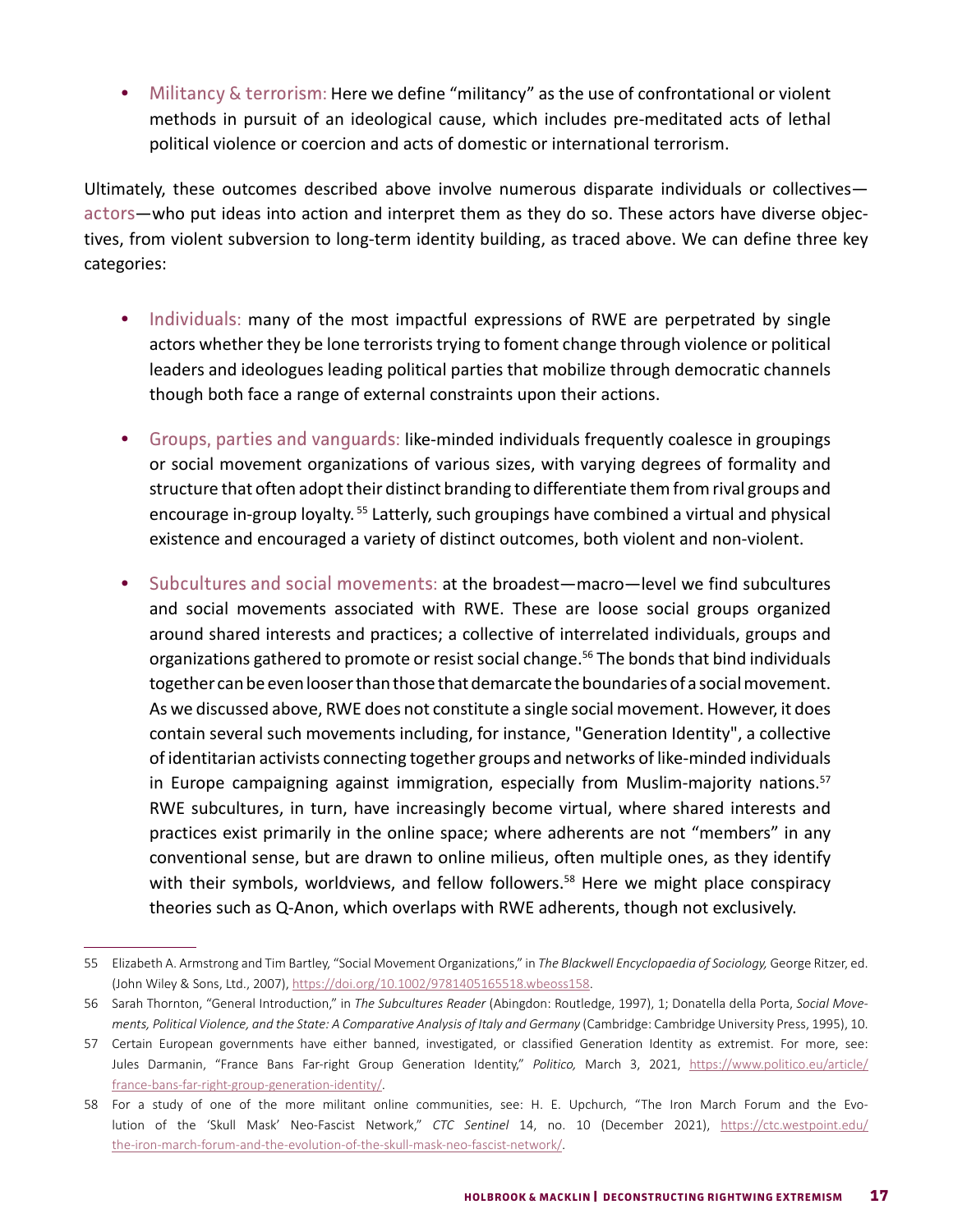- Militancy & terrorism: Here we define "militancy" as the use of confrontational or violent methods in pursuit of an ideological cause, which includes pre-meditated acts of lethal political violence or coercion and acts of domestic or international terrorism.

Ultimately, these outcomes described above involve numerous disparate individuals or collectives—actors—who put ideas into action and interpret them as they do so. These actors have diverse objectives, from violent subversion to long-term identity building, as traced above. We can define three key categories:

- Individuals: many of the most impactful expressions of RWE are perpetrated by single actors whether they be lone terrorists trying to foment change through violence or political leaders and ideologues leading political parties that mobilize through democratic channels though both face a range of external constraints upon their actions.

- Groups, parties and vanguards: like-minded individuals frequently coalesce in groupings or social movement organizations of various sizes, with varying degrees of formality and structure that often adopt their distinct branding to differentiate them from rival groups and encourage in-group loyalty.[55] Latterly, such groupings have combined a virtual and physical existence and encouraged a variety of distinct outcomes, both violent and non-violent.

- Subcultures and social movements: at the broadest—macro—level we find subcultures and social movements associated with RWE. These are loose social groups organized around shared interests and practices; a collective of interrelated individuals, groups and organizations gathered to promote or resist social change.[56] The bonds that bind individuals together can be even looser than those that demarcate the boundaries of a social movement. As we discussed above, RWE does not constitute a single social movement. However, it does contain several such movements including, for instance, "Generation Identity", a collective of identitarian activists connecting together groups and networks of like-minded individuals in Europe campaigning against immigration, especially from Muslim-majority nations.[57] RWE subcultures, in turn, have increasingly become virtual, where shared interests and practices exist primarily in the online space; where adherents are not "members" in any conventional sense, but are drawn to online milieus, often multiple ones, as they identify with their symbols, worldviews, and fellow followers.[58] Here we might place conspiracy theories such as Q-Anon, which overlaps with RWE adherents, though not exclusively.

---

55 Elizabeth A. Armstrong and Tim Bartley, "Social Movement Organizations," in *The Blackwell Encyclopaedia of Sociology,* George Ritzer, ed. (John Wiley & Sons, Ltd., 2007), https://doi.org/10.1002/9781405165518.wbeoss158.

56 Sarah Thornton, "General Introduction," in *The Subcultures Reader* (Abingdon: Routledge, 1997), 1; Donatella della Porta, *Social Movements, Political Violence, and the State: A Comparative Analysis of Italy and Germany* (Cambridge: Cambridge University Press, 1995), 10.

57 Certain European governments have either banned, investigated, or classified Generation Identity as extremist. For more, see: Jules Darmanin, "France Bans Far-right Group Generation Identity," *Politico,* March 3, 2021, https://www.politico.eu/article/france-bans-far-right-group-generation-identity/.

58 For a study of one of the more militant online communities, see: H. E. Upchurch, "The Iron March Forum and the Evolution of the 'Skull Mask' Neo-Fascist Network," *CTC Sentinel* 14, no. 10 (December 2021), https://ctc.westpoint.edu/the-iron-march-forum-and-the-evolution-of-the-skull-mask-neo-fascist-network/.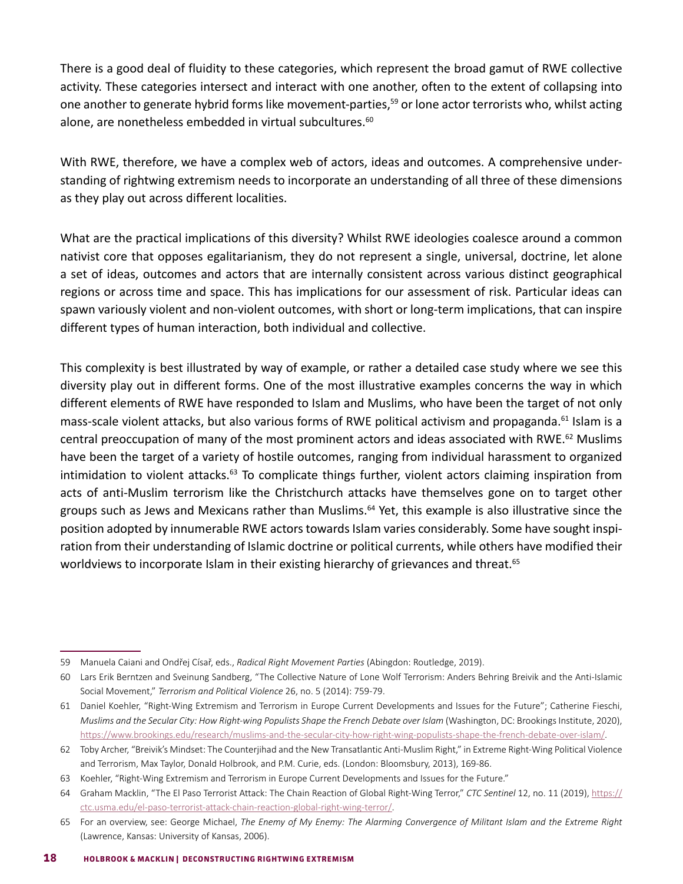There is a good deal of fluidity to these categories, which represent the broad gamut of RWE collective activity. These categories intersect and interact with one another, often to the extent of collapsing into one another to generate hybrid forms like movement-parties,[59] or lone actor terrorists who, whilst acting alone, are nonetheless embedded in virtual subcultures.[60]

With RWE, therefore, we have a complex web of actors, ideas and outcomes. A comprehensive understanding of rightwing extremism needs to incorporate an understanding of all three of these dimensions as they play out across different localities.

What are the practical implications of this diversity? Whilst RWE ideologies coalesce around a common nativist core that opposes egalitarianism, they do not represent a single, universal, doctrine, let alone a set of ideas, outcomes and actors that are internally consistent across various distinct geographical regions or across time and space. This has implications for our assessment of risk. Particular ideas can spawn variously violent and non-violent outcomes, with short or long-term implications, that can inspire different types of human interaction, both individual and collective.

This complexity is best illustrated by way of example, or rather a detailed case study where we see this diversity play out in different forms. One of the most illustrative examples concerns the way in which different elements of RWE have responded to Islam and Muslims, who have been the target of not only mass-scale violent attacks, but also various forms of RWE political activism and propaganda.[61] Islam is a central preoccupation of many of the most prominent actors and ideas associated with RWE.[62] Muslims have been the target of a variety of hostile outcomes, ranging from individual harassment to organized intimidation to violent attacks.[63] To complicate things further, violent actors claiming inspiration from acts of anti-Muslim terrorism like the Christchurch attacks have themselves gone on to target other groups such as Jews and Mexicans rather than Muslims.[64] Yet, this example is also illustrative since the position adopted by innumerable RWE actors towards Islam varies considerably. Some have sought inspiration from their understanding of Islamic doctrine or political currents, while others have modified their worldviews to incorporate Islam in their existing hierarchy of grievances and threat.[65]

---

59 Manuela Caiani and Ondřej Císař, eds., *Radical Right Movement Parties* (Abingdon: Routledge, 2019).

60 Lars Erik Berntzen and Sveinung Sandberg, "The Collective Nature of Lone Wolf Terrorism: Anders Behring Breivik and the Anti-Islamic Social Movement," *Terrorism and Political Violence* 26, no. 5 (2014): 759-79.

61 Daniel Koehler, "Right-Wing Extremism and Terrorism in Europe Current Developments and Issues for the Future"; Catherine Fieschi, *Muslims and the Secular City: How Right-wing Populists Shape the French Debate over Islam* (Washington, DC: Brookings Institute, 2020), https://www.brookings.edu/research/muslims-and-the-secular-city-how-right-wing-populists-shape-the-french-debate-over-islam/.

62 Toby Archer, "Breivik's Mindset: The Counterjihad and the New Transatlantic Anti-Muslim Right," in Extreme Right-Wing Political Violence and Terrorism, Max Taylor, Donald Holbrook, and P.M. Curie, eds. (London: Bloomsbury, 2013), 169-86.

63 Koehler, "Right-Wing Extremism and Terrorism in Europe Current Developments and Issues for the Future."

64 Graham Macklin, "The El Paso Terrorist Attack: The Chain Reaction of Global Right-Wing Terror," *CTC Sentinel* 12, no. 11 (2019), https://ctc.usma.edu/el-paso-terrorist-attack-chain-reaction-global-right-wing-terror/.

65 For an overview, see: George Michael, *The Enemy of My Enemy: The Alarming Convergence of Militant Islam and the Extreme Right* (Lawrence, Kansas: University of Kansas, 2006).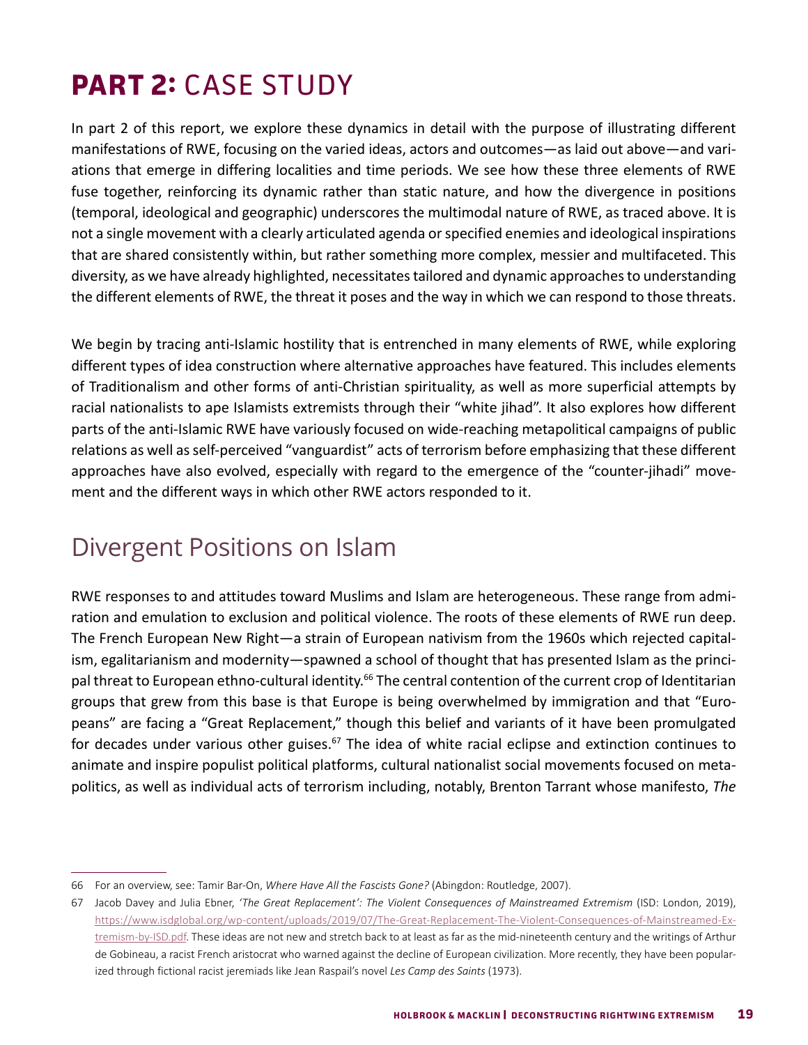# PART 2: CASE STUDY

In part 2 of this report, we explore these dynamics in detail with the purpose of illustrating different manifestations of RWE, focusing on the varied ideas, actors and outcomes—as laid out above—and variations that emerge in differing localities and time periods. We see how these three elements of RWE fuse together, reinforcing its dynamic rather than static nature, and how the divergence in positions (temporal, ideological and geographic) underscores the multimodal nature of RWE, as traced above. It is not a single movement with a clearly articulated agenda or specified enemies and ideological inspirations that are shared consistently within, but rather something more complex, messier and multifaceted. This diversity, as we have already highlighted, necessitates tailored and dynamic approaches to understanding the different elements of RWE, the threat it poses and the way in which we can respond to those threats.

We begin by tracing anti-Islamic hostility that is entrenched in many elements of RWE, while exploring different types of idea construction where alternative approaches have featured. This includes elements of Traditionalism and other forms of anti-Christian spirituality, as well as more superficial attempts by racial nationalists to ape Islamists extremists through their "white jihad". It also explores how different parts of the anti-Islamic RWE have variously focused on wide-reaching metapolitical campaigns of public relations as well as self-perceived "vanguardist" acts of terrorism before emphasizing that these different approaches have also evolved, especially with regard to the emergence of the "counter-jihadi" movement and the different ways in which other RWE actors responded to it.

## Divergent Positions on Islam

RWE responses to and attitudes toward Muslims and Islam are heterogeneous. These range from admiration and emulation to exclusion and political violence. The roots of these elements of RWE run deep. The French European New Right—a strain of European nativism from the 1960s which rejected capitalism, egalitarianism and modernity—spawned a school of thought that has presented Islam as the principal threat to European ethno-cultural identity.[66] The central contention of the current crop of Identitarian groups that grew from this base is that Europe is being overwhelmed by immigration and that "Europeans" are facing a "Great Replacement," though this belief and variants of it have been promulgated for decades under various other guises.[67] The idea of white racial eclipse and extinction continues to animate and inspire populist political platforms, cultural nationalist social movements focused on metapolitics, as well as individual acts of terrorism including, notably, Brenton Tarrant whose manifesto, *The*

---

66 For an overview, see: Tamir Bar-On, *Where Have All the Fascists Gone?* (Abingdon: Routledge, 2007).

67 Jacob Davey and Julia Ebner, *'The Great Replacement': The Violent Consequences of Mainstreamed Extremism* (ISD: London, 2019), https://www.isdglobal.org/wp-content/uploads/2019/07/The-Great-Replacement-The-Violent-Consequences-of-Mainstreamed-Extremism-by-ISD.pdf. These ideas are not new and stretch back to at least as far as the mid-nineteenth century and the writings of Arthur de Gobineau, a racist French aristocrat who warned against the decline of European civilization. More recently, they have been popularized through fictional racist jeremiads like Jean Raspail's novel *Les Camp des Saints* (1973).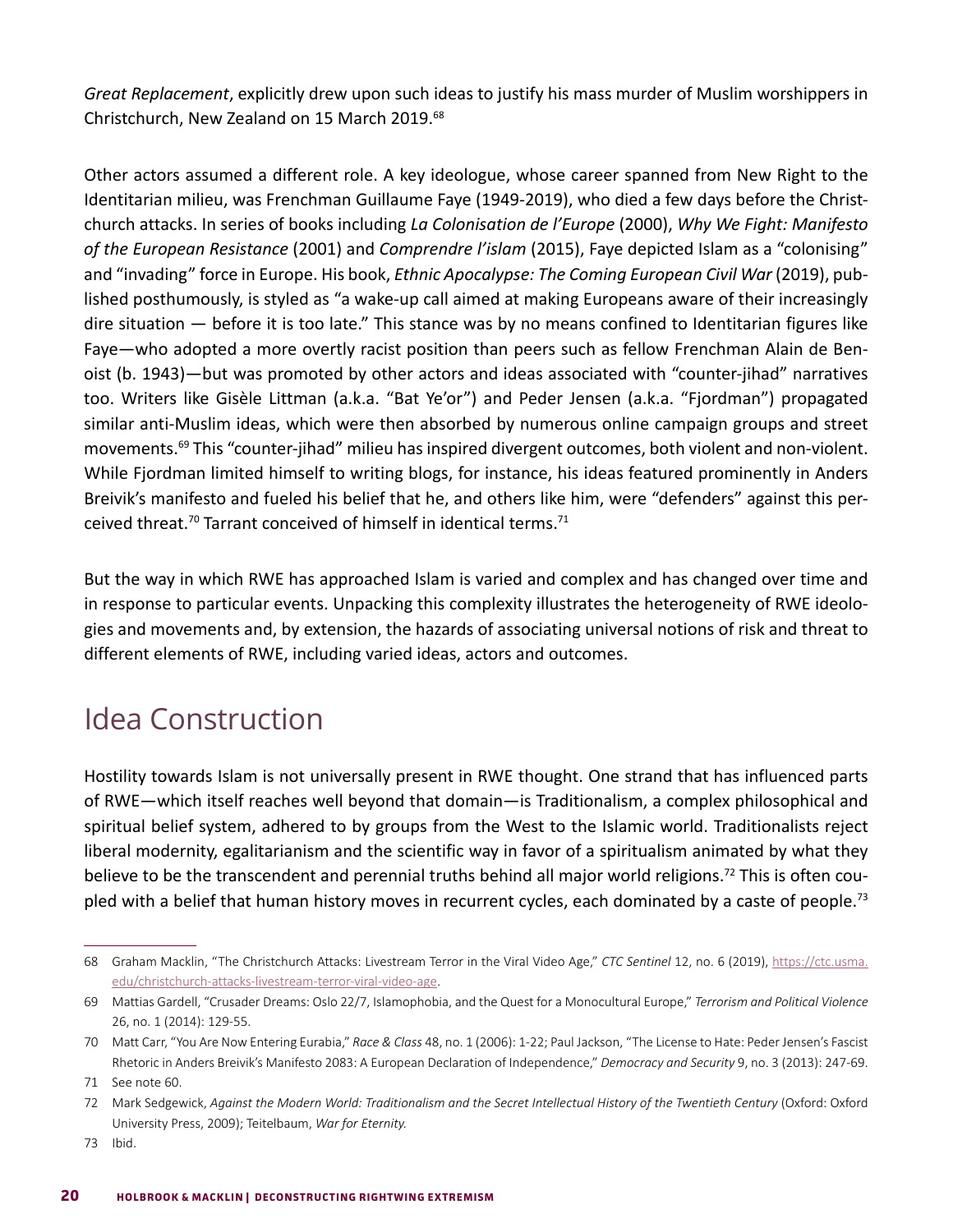*Great Replacement*, explicitly drew upon such ideas to justify his mass murder of Muslim worshippers in Christchurch, New Zealand on 15 March 2019.[68]

Other actors assumed a different role. A key ideologue, whose career spanned from New Right to the Identitarian milieu, was Frenchman Guillaume Faye (1949-2019), who died a few days before the Christchurch attacks. In series of books including *La Colonisation de l'Europe* (2000), *Why We Fight: Manifesto of the European Resistance* (2001) and *Comprendre l'islam* (2015), Faye depicted Islam as a "colonising" and "invading" force in Europe. His book, *Ethnic Apocalypse: The Coming European Civil War* (2019), published posthumously, is styled as "a wake-up call aimed at making Europeans aware of their increasingly dire situation — before it is too late." This stance was by no means confined to Identitarian figures like Faye—who adopted a more overtly racist position than peers such as fellow Frenchman Alain de Benoist (b. 1943)—but was promoted by other actors and ideas associated with "counter-jihad" narratives too. Writers like Gisèle Littman (a.k.a. "Bat Ye'or") and Peder Jensen (a.k.a. "Fjordman") propagated similar anti-Muslim ideas, which were then absorbed by numerous online campaign groups and street movements.[69] This "counter-jihad" milieu has inspired divergent outcomes, both violent and non-violent. While Fjordman limited himself to writing blogs, for instance, his ideas featured prominently in Anders Breivik's manifesto and fueled his belief that he, and others like him, were "defenders" against this perceived threat.[70] Tarrant conceived of himself in identical terms.[71]

But the way in which RWE has approached Islam is varied and complex and has changed over time and in response to particular events. Unpacking this complexity illustrates the heterogeneity of RWE ideologies and movements and, by extension, the hazards of associating universal notions of risk and threat to different elements of RWE, including varied ideas, actors and outcomes.

## Idea Construction

Hostility towards Islam is not universally present in RWE thought. One strand that has influenced parts of RWE—which itself reaches well beyond that domain—is Traditionalism, a complex philosophical and spiritual belief system, adhered to by groups from the West to the Islamic world. Traditionalists reject liberal modernity, egalitarianism and the scientific way in favor of a spiritualism animated by what they believe to be the transcendent and perennial truths behind all major world religions.[72] This is often coupled with a belief that human history moves in recurrent cycles, each dominated by a caste of people.[73]

---

68 Graham Macklin, "The Christchurch Attacks: Livestream Terror in the Viral Video Age," *CTC Sentinel* 12, no. 6 (2019), https://ctc.usma.edu/christchurch-attacks-livestream-terror-viral-video-age.

69 Mattias Gardell, "Crusader Dreams: Oslo 22/7, Islamophobia, and the Quest for a Monocultural Europe," *Terrorism and Political Violence* 26, no. 1 (2014): 129-55.

70 Matt Carr, "You Are Now Entering Eurabia," *Race & Class* 48, no. 1 (2006): 1-22; Paul Jackson, "The License to Hate: Peder Jensen's Fascist Rhetoric in Anders Breivik's Manifesto 2083: A European Declaration of Independence," *Democracy and Security* 9, no. 3 (2013): 247-69.

71 See note 60.

72 Mark Sedgewick, *Against the Modern World: Traditionalism and the Secret Intellectual History of the Twentieth Century* (Oxford: Oxford University Press, 2009); Teitelbaum, *War for Eternity.*

73 Ibid.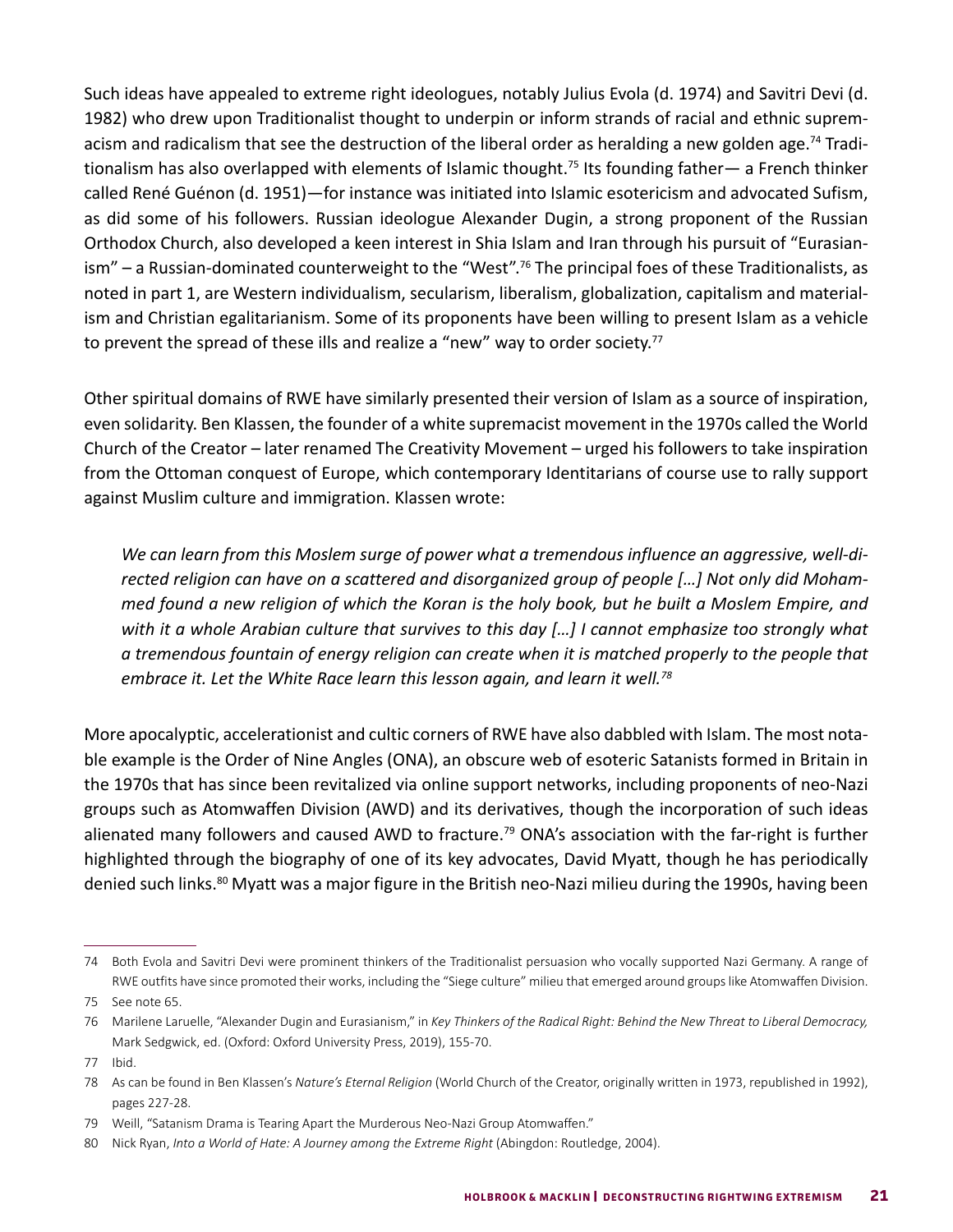Such ideas have appealed to extreme right ideologues, notably Julius Evola (d. 1974) and Savitri Devi (d. 1982) who drew upon Traditionalist thought to underpin or inform strands of racial and ethnic supremacism and radicalism that see the destruction of the liberal order as heralding a new golden age.[74] Traditionalism has also overlapped with elements of Islamic thought.[75] Its founding father— a French thinker called René Guénon (d. 1951)—for instance was initiated into Islamic esotericism and advocated Sufism, as did some of his followers. Russian ideologue Alexander Dugin, a strong proponent of the Russian Orthodox Church, also developed a keen interest in Shia Islam and Iran through his pursuit of "Eurasianism" – a Russian-dominated counterweight to the "West".[76] The principal foes of these Traditionalists, as noted in part 1, are Western individualism, secularism, liberalism, globalization, capitalism and materialism and Christian egalitarianism. Some of its proponents have been willing to present Islam as a vehicle to prevent the spread of these ills and realize a "new" way to order society.[77]

Other spiritual domains of RWE have similarly presented their version of Islam as a source of inspiration, even solidarity. Ben Klassen, the founder of a white supremacist movement in the 1970s called the World Church of the Creator – later renamed The Creativity Movement – urged his followers to take inspiration from the Ottoman conquest of Europe, which contemporary Identitarians of course use to rally support against Muslim culture and immigration. Klassen wrote:

> *We can learn from this Moslem surge of power what a tremendous influence an aggressive, well-directed religion can have on a scattered and disorganized group of people […] Not only did Mohammed found a new religion of which the Koran is the holy book, but he built a Moslem Empire, and with it a whole Arabian culture that survives to this day […] I cannot emphasize too strongly what a tremendous fountain of energy religion can create when it is matched properly to the people that embrace it. Let the White Race learn this lesson again, and learn it well.*[78]

More apocalyptic, accelerationist and cultic corners of RWE have also dabbled with Islam. The most notable example is the Order of Nine Angles (ONA), an obscure web of esoteric Satanists formed in Britain in the 1970s that has since been revitalized via online support networks, including proponents of neo-Nazi groups such as Atomwaffen Division (AWD) and its derivatives, though the incorporation of such ideas alienated many followers and caused AWD to fracture.[79] ONA's association with the far-right is further highlighted through the biography of one of its key advocates, David Myatt, though he has periodically denied such links.[80] Myatt was a major figure in the British neo-Nazi milieu during the 1990s, having been

---

74 Both Evola and Savitri Devi were prominent thinkers of the Traditionalist persuasion who vocally supported Nazi Germany. A range of RWE outfits have since promoted their works, including the "Siege culture" milieu that emerged around groups like Atomwaffen Division.

75 See note 65.

76 Marilene Laruelle, "Alexander Dugin and Eurasianism," in *Key Thinkers of the Radical Right: Behind the New Threat to Liberal Democracy,* Mark Sedgwick, ed. (Oxford: Oxford University Press, 2019), 155-70.

77 Ibid.

78 As can be found in Ben Klassen's *Nature's Eternal Religion* (World Church of the Creator, originally written in 1973, republished in 1992), pages 227-28.

79 Weill, "Satanism Drama is Tearing Apart the Murderous Neo-Nazi Group Atomwaffen."

80 Nick Ryan, *Into a World of Hate: A Journey among the Extreme Right* (Abingdon: Routledge, 2004).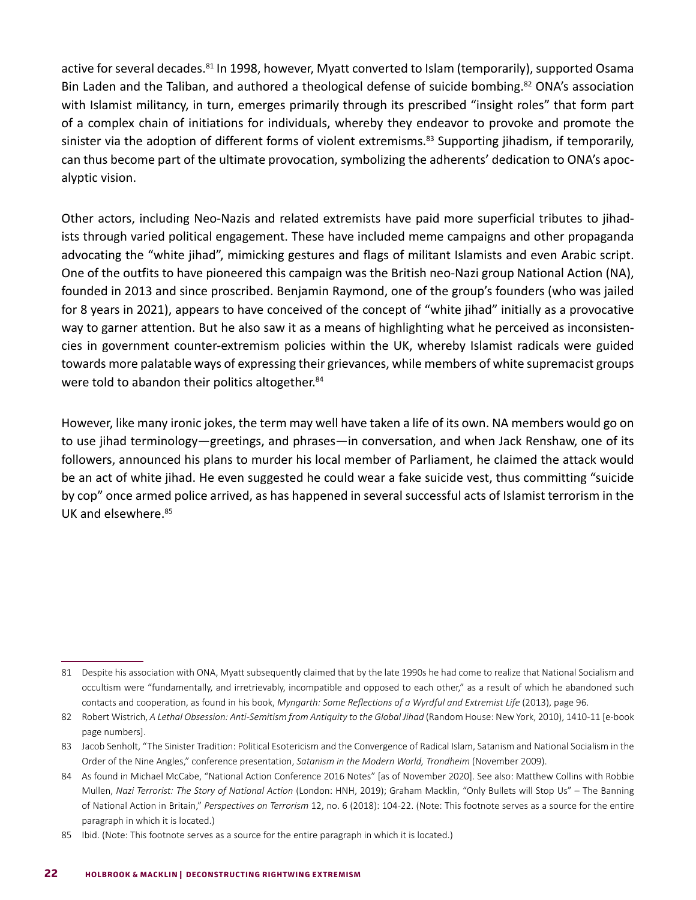active for several decades.[81] In 1998, however, Myatt converted to Islam (temporarily), supported Osama Bin Laden and the Taliban, and authored a theological defense of suicide bombing.[82] ONA's association with Islamist militancy, in turn, emerges primarily through its prescribed "insight roles" that form part of a complex chain of initiations for individuals, whereby they endeavor to provoke and promote the sinister via the adoption of different forms of violent extremisms.[83] Supporting jihadism, if temporarily, can thus become part of the ultimate provocation, symbolizing the adherents' dedication to ONA's apocalyptic vision.

Other actors, including Neo-Nazis and related extremists have paid more superficial tributes to jihadists through varied political engagement. These have included meme campaigns and other propaganda advocating the "white jihad", mimicking gestures and flags of militant Islamists and even Arabic script. One of the outfits to have pioneered this campaign was the British neo-Nazi group National Action (NA), founded in 2013 and since proscribed. Benjamin Raymond, one of the group's founders (who was jailed for 8 years in 2021), appears to have conceived of the concept of "white jihad" initially as a provocative way to garner attention. But he also saw it as a means of highlighting what he perceived as inconsistencies in government counter-extremism policies within the UK, whereby Islamist radicals were guided towards more palatable ways of expressing their grievances, while members of white supremacist groups were told to abandon their politics altogether.[84]

However, like many ironic jokes, the term may well have taken a life of its own. NA members would go on to use jihad terminology—greetings, and phrases—in conversation, and when Jack Renshaw, one of its followers, announced his plans to murder his local member of Parliament, he claimed the attack would be an act of white jihad. He even suggested he could wear a fake suicide vest, thus committing "suicide by cop" once armed police arrived, as has happened in several successful acts of Islamist terrorism in the UK and elsewhere.[85]

---

81 Despite his association with ONA, Myatt subsequently claimed that by the late 1990s he had come to realize that National Socialism and occultism were "fundamentally, and irretrievably, incompatible and opposed to each other," as a result of which he abandoned such contacts and cooperation, as found in his book, *Myngarth: Some Reflections of a Wyrdful and Extremist Life* (2013), page 96.

82 Robert Wistrich, *A Lethal Obsession: Anti-Semitism from Antiquity to the Global Jihad* (Random House: New York, 2010), 1410-11 [e-book page numbers].

83 Jacob Senholt, "The Sinister Tradition: Political Esotericism and the Convergence of Radical Islam, Satanism and National Socialism in the Order of the Nine Angles," conference presentation, *Satanism in the Modern World, Trondheim* (November 2009).

84 As found in Michael McCabe, "National Action Conference 2016 Notes" [as of November 2020]. See also: Matthew Collins with Robbie Mullen, *Nazi Terrorist: The Story of National Action* (London: HNH, 2019); Graham Macklin, "Only Bullets will Stop Us" – The Banning of National Action in Britain," *Perspectives on Terrorism* 12, no. 6 (2018): 104-22. (Note: This footnote serves as a source for the entire paragraph in which it is located.)

85 Ibid. (Note: This footnote serves as a source for the entire paragraph in which it is located.)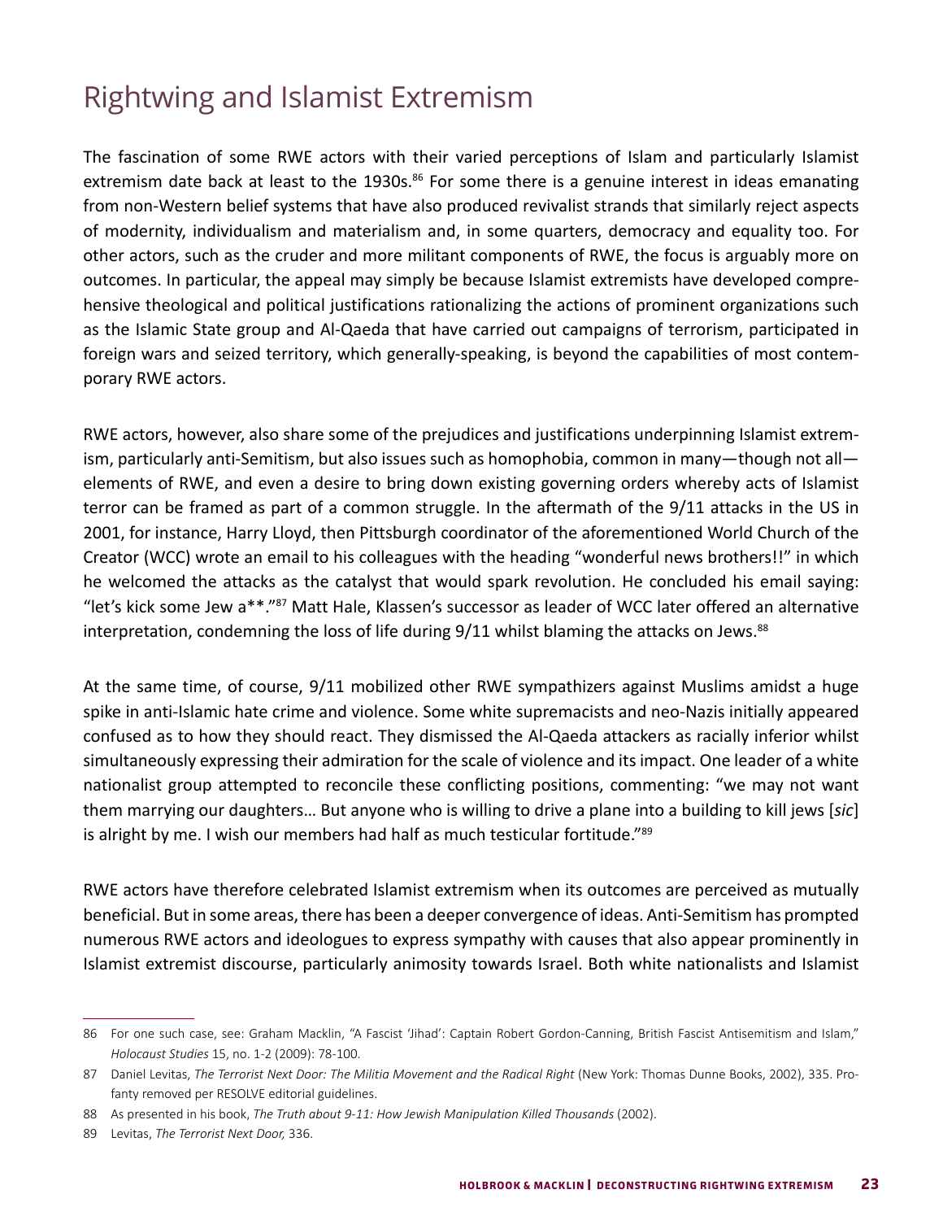## Rightwing and Islamist Extremism

The fascination of some RWE actors with their varied perceptions of Islam and particularly Islamist extremism date back at least to the 1930s.[86] For some there is a genuine interest in ideas emanating from non-Western belief systems that have also produced revivalist strands that similarly reject aspects of modernity, individualism and materialism and, in some quarters, democracy and equality too. For other actors, such as the cruder and more militant components of RWE, the focus is arguably more on outcomes. In particular, the appeal may simply be because Islamist extremists have developed comprehensive theological and political justifications rationalizing the actions of prominent organizations such as the Islamic State group and Al-Qaeda that have carried out campaigns of terrorism, participated in foreign wars and seized territory, which generally-speaking, is beyond the capabilities of most contemporary RWE actors.

RWE actors, however, also share some of the prejudices and justifications underpinning Islamist extremism, particularly anti-Semitism, but also issues such as homophobia, common in many—though not all—elements of RWE, and even a desire to bring down existing governing orders whereby acts of Islamist terror can be framed as part of a common struggle. In the aftermath of the 9/11 attacks in the US in 2001, for instance, Harry Lloyd, then Pittsburgh coordinator of the aforementioned World Church of the Creator (WCC) wrote an email to his colleagues with the heading "wonderful news brothers!!" in which he welcomed the attacks as the catalyst that would spark revolution. He concluded his email saying: "let's kick some Jew a**."[87] Matt Hale, Klassen's successor as leader of WCC later offered an alternative interpretation, condemning the loss of life during 9/11 whilst blaming the attacks on Jews.[88]

At the same time, of course, 9/11 mobilized other RWE sympathizers against Muslims amidst a huge spike in anti-Islamic hate crime and violence. Some white supremacists and neo-Nazis initially appeared confused as to how they should react. They dismissed the Al-Qaeda attackers as racially inferior whilst simultaneously expressing their admiration for the scale of violence and its impact. One leader of a white nationalist group attempted to reconcile these conflicting positions, commenting: "we may not want them marrying our daughters… But anyone who is willing to drive a plane into a building to kill jews [*sic*] is alright by me. I wish our members had half as much testicular fortitude."[89]

RWE actors have therefore celebrated Islamist extremism when its outcomes are perceived as mutually beneficial. But in some areas, there has been a deeper convergence of ideas. Anti-Semitism has prompted numerous RWE actors and ideologues to express sympathy with causes that also appear prominently in Islamist extremist discourse, particularly animosity towards Israel. Both white nationalists and Islamist

---

86 For one such case, see: Graham Macklin, "A Fascist 'Jihad': Captain Robert Gordon-Canning, British Fascist Antisemitism and Islam," *Holocaust Studies* 15, no. 1-2 (2009): 78-100.

87 Daniel Levitas, *The Terrorist Next Door: The Militia Movement and the Radical Right* (New York: Thomas Dunne Books, 2002), 335. Profanty removed per RESOLVE editorial guidelines.

88 As presented in his book, *The Truth about 9-11: How Jewish Manipulation Killed Thousands* (2002).

89 Levitas, *The Terrorist Next Door,* 336.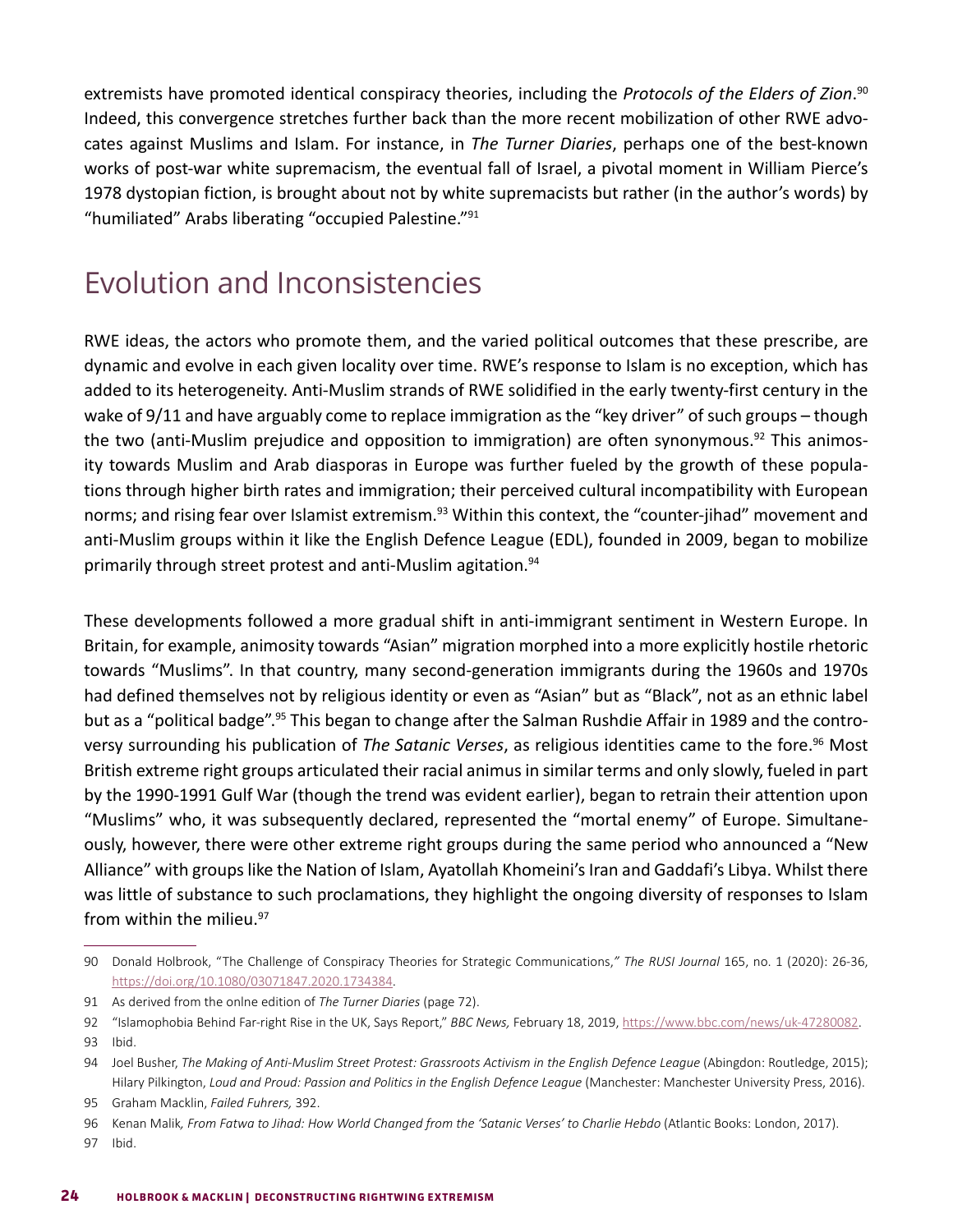extremists have promoted identical conspiracy theories, including the *Protocols of the Elders of Zion*.[90] Indeed, this convergence stretches further back than the more recent mobilization of other RWE advocates against Muslims and Islam. For instance, in *The Turner Diaries*, perhaps one of the best-known works of post-war white supremacism, the eventual fall of Israel, a pivotal moment in William Pierce's 1978 dystopian fiction, is brought about not by white supremacists but rather (in the author's words) by "humiliated" Arabs liberating "occupied Palestine."[91]

## Evolution and Inconsistencies

RWE ideas, the actors who promote them, and the varied political outcomes that these prescribe, are dynamic and evolve in each given locality over time. RWE's response to Islam is no exception, which has added to its heterogeneity. Anti-Muslim strands of RWE solidified in the early twenty-first century in the wake of 9/11 and have arguably come to replace immigration as the "key driver" of such groups – though the two (anti-Muslim prejudice and opposition to immigration) are often synonymous.[92] This animosity towards Muslim and Arab diasporas in Europe was further fueled by the growth of these populations through higher birth rates and immigration; their perceived cultural incompatibility with European norms; and rising fear over Islamist extremism.[93] Within this context, the "counter-jihad" movement and anti-Muslim groups within it like the English Defence League (EDL), founded in 2009, began to mobilize primarily through street protest and anti-Muslim agitation.[94]

These developments followed a more gradual shift in anti-immigrant sentiment in Western Europe. In Britain, for example, animosity towards "Asian" migration morphed into a more explicitly hostile rhetoric towards "Muslims". In that country, many second-generation immigrants during the 1960s and 1970s had defined themselves not by religious identity or even as "Asian" but as "Black", not as an ethnic label but as a "political badge".[95] This began to change after the Salman Rushdie Affair in 1989 and the controversy surrounding his publication of *The Satanic Verses*, as religious identities came to the fore.[96] Most British extreme right groups articulated their racial animus in similar terms and only slowly, fueled in part by the 1990-1991 Gulf War (though the trend was evident earlier), began to retrain their attention upon "Muslims" who, it was subsequently declared, represented the "mortal enemy" of Europe. Simultaneously, however, there were other extreme right groups during the same period who announced a "New Alliance" with groups like the Nation of Islam, Ayatollah Khomeini's Iran and Gaddafi's Libya. Whilst there was little of substance to such proclamations, they highlight the ongoing diversity of responses to Islam from within the milieu.[97]

---

90 Donald Holbrook, "The Challenge of Conspiracy Theories for Strategic Communications," *The RUSI Journal* 165, no. 1 (2020): 26-36, https://doi.org/10.1080/03071847.2020.1734384.

91 As derived from the onlne edition of *The Turner Diaries* (page 72).

92 "Islamophobia Behind Far-right Rise in the UK, Says Report," *BBC News,* February 18, 2019, https://www.bbc.com/news/uk-47280082.

93 Ibid.

94 Joel Busher, *The Making of Anti-Muslim Street Protest: Grassroots Activism in the English Defence League* (Abingdon: Routledge, 2015); Hilary Pilkington, *Loud and Proud: Passion and Politics in the English Defence League* (Manchester: Manchester University Press, 2016).

95 Graham Macklin, *Failed Fuhrers,* 392.

96 Kenan Malik, *From Fatwa to Jihad: How World Changed from the 'Satanic Verses' to Charlie Hebdo* (Atlantic Books: London, 2017).

97 Ibid.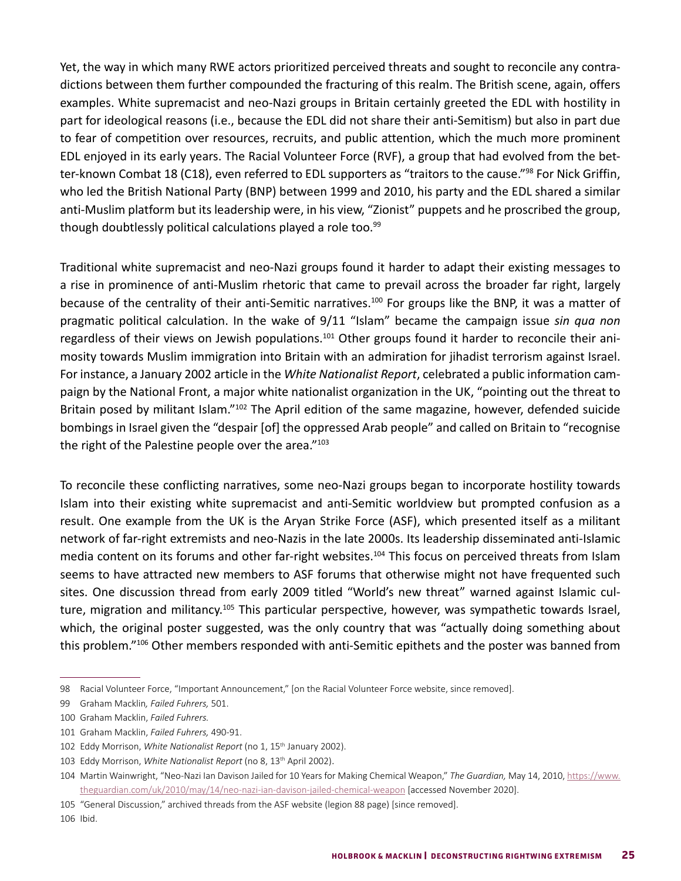Yet, the way in which many RWE actors prioritized perceived threats and sought to reconcile any contradictions between them further compounded the fracturing of this realm. The British scene, again, offers examples. White supremacist and neo-Nazi groups in Britain certainly greeted the EDL with hostility in part for ideological reasons (i.e., because the EDL did not share their anti-Semitism) but also in part due to fear of competition over resources, recruits, and public attention, which the much more prominent EDL enjoyed in its early years. The Racial Volunteer Force (RVF), a group that had evolved from the better-known Combat 18 (C18), even referred to EDL supporters as "traitors to the cause."[98] For Nick Griffin, who led the British National Party (BNP) between 1999 and 2010, his party and the EDL shared a similar anti-Muslim platform but its leadership were, in his view, "Zionist" puppets and he proscribed the group, though doubtlessly political calculations played a role too.[99]

Traditional white supremacist and neo-Nazi groups found it harder to adapt their existing messages to a rise in prominence of anti-Muslim rhetoric that came to prevail across the broader far right, largely because of the centrality of their anti-Semitic narratives.[100] For groups like the BNP, it was a matter of pragmatic political calculation. In the wake of 9/11 "Islam" became the campaign issue *sin qua non* regardless of their views on Jewish populations.[101] Other groups found it harder to reconcile their animosity towards Muslim immigration into Britain with an admiration for jihadist terrorism against Israel. For instance, a January 2002 article in the *White Nationalist Report*, celebrated a public information campaign by the National Front, a major white nationalist organization in the UK, "pointing out the threat to Britain posed by militant Islam."[102] The April edition of the same magazine, however, defended suicide bombings in Israel given the "despair [of] the oppressed Arab people" and called on Britain to "recognise the right of the Palestine people over the area."[103]

To reconcile these conflicting narratives, some neo-Nazi groups began to incorporate hostility towards Islam into their existing white supremacist and anti-Semitic worldview but prompted confusion as a result. One example from the UK is the Aryan Strike Force (ASF), which presented itself as a militant network of far-right extremists and neo-Nazis in the late 2000s. Its leadership disseminated anti-Islamic media content on its forums and other far-right websites.[104] This focus on perceived threats from Islam seems to have attracted new members to ASF forums that otherwise might not have frequented such sites. One discussion thread from early 2009 titled "World's new threat" warned against Islamic culture, migration and militancy.[105] This particular perspective, however, was sympathetic towards Israel, which, the original poster suggested, was the only country that was "actually doing something about this problem."[106] Other members responded with anti-Semitic epithets and the poster was banned from

---

98 Racial Volunteer Force, "Important Announcement," [on the Racial Volunteer Force website, since removed].

99 Graham Macklin, *Failed Fuhrers,* 501.

100 Graham Macklin, *Failed Fuhrers.*

101 Graham Macklin, *Failed Fuhrers,* 490-91.

102 Eddy Morrison, *White Nationalist Report* (no 1, 15th January 2002).

103 Eddy Morrison, *White Nationalist Report* (no 8, 13th April 2002).

104 Martin Wainwright, "Neo-Nazi Ian Davison Jailed for 10 Years for Making Chemical Weapon," *The Guardian,* May 14, 2010, https://www.theguardian.com/uk/2010/may/14/neo-nazi-ian-davison-jailed-chemical-weapon [accessed November 2020].

105 "General Discussion," archived threads from the ASF website (legion 88 page) [since removed].

106 Ibid.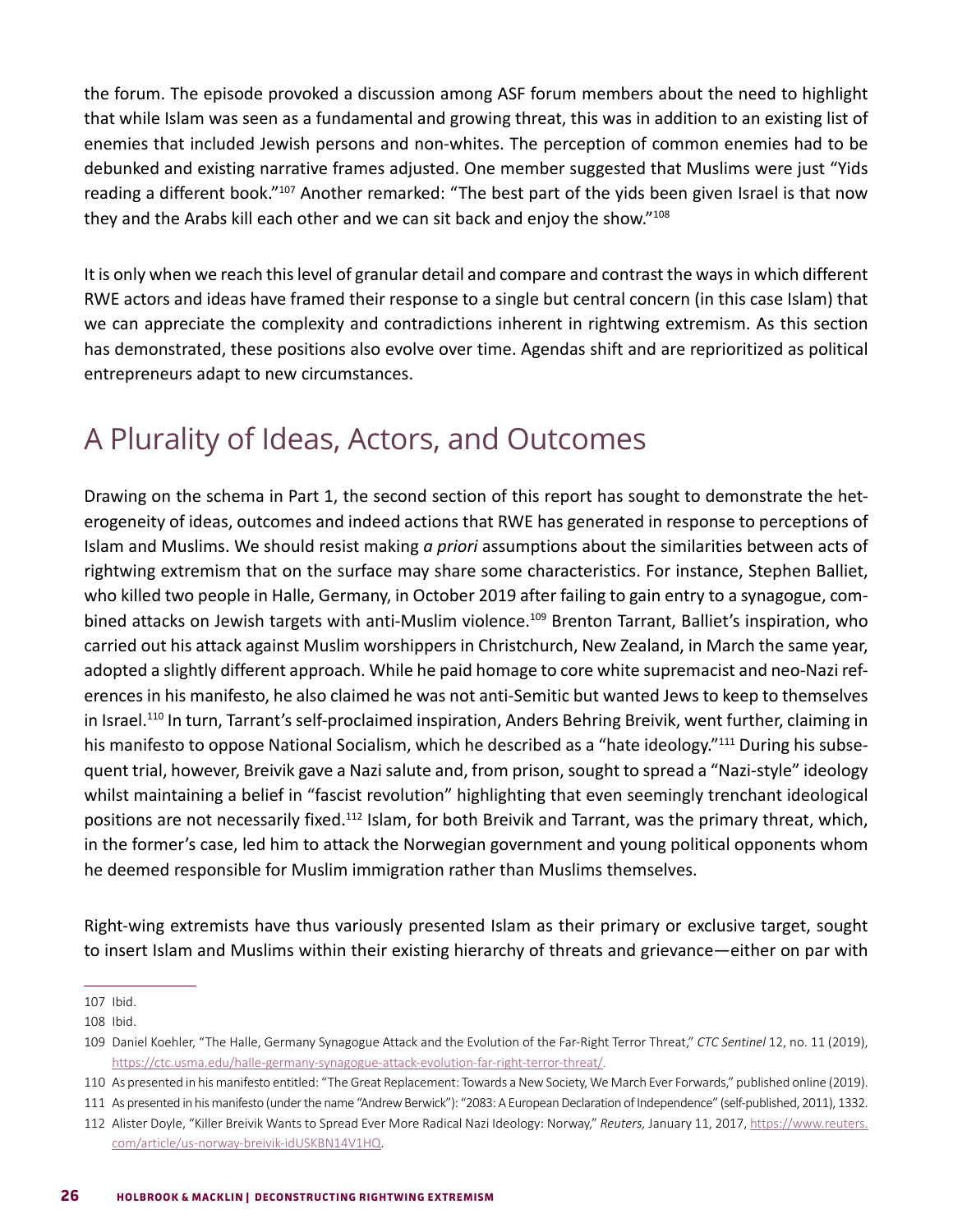the forum. The episode provoked a discussion among ASF forum members about the need to highlight that while Islam was seen as a fundamental and growing threat, this was in addition to an existing list of enemies that included Jewish persons and non-whites. The perception of common enemies had to be debunked and existing narrative frames adjusted. One member suggested that Muslims were just "Yids reading a different book."[107] Another remarked: "The best part of the yids been given Israel is that now they and the Arabs kill each other and we can sit back and enjoy the show."[108]

It is only when we reach this level of granular detail and compare and contrast the ways in which different RWE actors and ideas have framed their response to a single but central concern (in this case Islam) that we can appreciate the complexity and contradictions inherent in rightwing extremism. As this section has demonstrated, these positions also evolve over time. Agendas shift and are reprioritized as political entrepreneurs adapt to new circumstances.

## A Plurality of Ideas, Actors, and Outcomes

Drawing on the schema in Part 1, the second section of this report has sought to demonstrate the heterogeneity of ideas, outcomes and indeed actions that RWE has generated in response to perceptions of Islam and Muslims. We should resist making *a priori* assumptions about the similarities between acts of rightwing extremism that on the surface may share some characteristics. For instance, Stephen Balliet, who killed two people in Halle, Germany, in October 2019 after failing to gain entry to a synagogue, combined attacks on Jewish targets with anti-Muslim violence.[109] Brenton Tarrant, Balliet's inspiration, who carried out his attack against Muslim worshippers in Christchurch, New Zealand, in March the same year, adopted a slightly different approach. While he paid homage to core white supremacist and neo-Nazi references in his manifesto, he also claimed he was not anti-Semitic but wanted Jews to keep to themselves in Israel.[110] In turn, Tarrant's self-proclaimed inspiration, Anders Behring Breivik, went further, claiming in his manifesto to oppose National Socialism, which he described as a "hate ideology."[111] During his subsequent trial, however, Breivik gave a Nazi salute and, from prison, sought to spread a "Nazi-style" ideology whilst maintaining a belief in "fascist revolution" highlighting that even seemingly trenchant ideological positions are not necessarily fixed.[112] Islam, for both Breivik and Tarrant, was the primary threat, which, in the former's case, led him to attack the Norwegian government and young political opponents whom he deemed responsible for Muslim immigration rather than Muslims themselves.

Right-wing extremists have thus variously presented Islam as their primary or exclusive target, sought to insert Islam and Muslims within their existing hierarchy of threats and grievance—either on par with

107 Ibid.

108 Ibid.

109 Daniel Koehler, "The Halle, Germany Synagogue Attack and the Evolution of the Far-Right Terror Threat," *CTC Sentinel* 12, no. 11 (2019), https://ctc.usma.edu/halle-germany-synagogue-attack-evolution-far-right-terror-threat/.

110 As presented in his manifesto entitled: "The Great Replacement: Towards a New Society, We March Ever Forwards," published online (2019).

111 As presented in his manifesto (under the name "Andrew Berwick"): "2083: A European Declaration of Independence" (self-published, 2011), 1332.

112 Alister Doyle, "Killer Breivik Wants to Spread Ever More Radical Nazi Ideology: Norway," *Reuters,* January 11, 2017, https://www.reuters.com/article/us-norway-breivik-idUSKBN14V1HQ.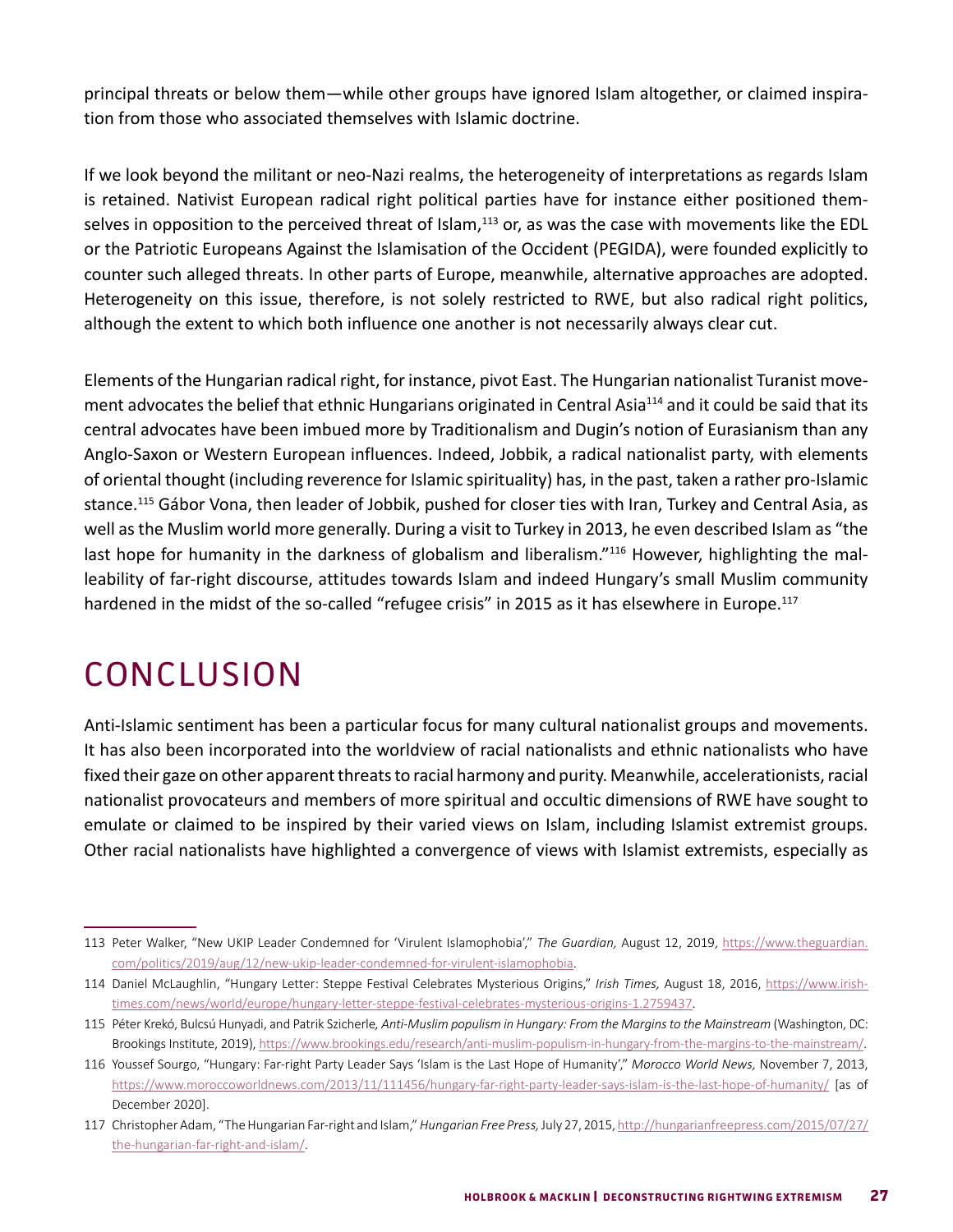principal threats or below them—while other groups have ignored Islam altogether, or claimed inspiration from those who associated themselves with Islamic doctrine.

If we look beyond the militant or neo-Nazi realms, the heterogeneity of interpretations as regards Islam is retained. Nativist European radical right political parties have for instance either positioned themselves in opposition to the perceived threat of Islam,[113] or, as was the case with movements like the EDL or the Patriotic Europeans Against the Islamisation of the Occident (PEGIDA), were founded explicitly to counter such alleged threats. In other parts of Europe, meanwhile, alternative approaches are adopted. Heterogeneity on this issue, therefore, is not solely restricted to RWE, but also radical right politics, although the extent to which both influence one another is not necessarily always clear cut.

Elements of the Hungarian radical right, for instance, pivot East. The Hungarian nationalist Turanist movement advocates the belief that ethnic Hungarians originated in Central Asia[114] and it could be said that its central advocates have been imbued more by Traditionalism and Dugin's notion of Eurasianism than any Anglo-Saxon or Western European influences. Indeed, Jobbik, a radical nationalist party, with elements of oriental thought (including reverence for Islamic spirituality) has, in the past, taken a rather pro-Islamic stance.[115] Gábor Vona, then leader of Jobbik, pushed for closer ties with Iran, Turkey and Central Asia, as well as the Muslim world more generally. During a visit to Turkey in 2013, he even described Islam as "the last hope for humanity in the darkness of globalism and liberalism."[116] However, highlighting the malleability of far-right discourse, attitudes towards Islam and indeed Hungary's small Muslim community hardened in the midst of the so-called "refugee crisis" in 2015 as it has elsewhere in Europe.[117]

# CONCLUSION

Anti-Islamic sentiment has been a particular focus for many cultural nationalist groups and movements. It has also been incorporated into the worldview of racial nationalists and ethnic nationalists who have fixed their gaze on other apparent threats to racial harmony and purity. Meanwhile, accelerationists, racial nationalist provocateurs and members of more spiritual and occultic dimensions of RWE have sought to emulate or claimed to be inspired by their varied views on Islam, including Islamist extremist groups. Other racial nationalists have highlighted a convergence of views with Islamist extremists, especially as

---

113 Peter Walker, "New UKIP Leader Condemned for 'Virulent Islamophobia'," *The Guardian,* August 12, 2019, https://www.theguardian.com/politics/2019/aug/12/new-ukip-leader-condemned-for-virulent-islamophobia.

114 Daniel McLaughlin, "Hungary Letter: Steppe Festival Celebrates Mysterious Origins," *Irish Times,* August 18, 2016, https://www.irishtimes.com/news/world/europe/hungary-letter-steppe-festival-celebrates-mysterious-origins-1.2759437.

115 Péter Krekó, Bulcsú Hunyadi, and Patrik Szicherle, *Anti-Muslim populism in Hungary: From the Margins to the Mainstream* (Washington, DC: Brookings Institute, 2019), https://www.brookings.edu/research/anti-muslim-populism-in-hungary-from-the-margins-to-the-mainstream/.

116 Youssef Sourgo, "Hungary: Far-right Party Leader Says 'Islam is the Last Hope of Humanity'," *Morocco World News,* November 7, 2013, https://www.moroccoworldnews.com/2013/11/111456/hungary-far-right-party-leader-says-islam-is-the-last-hope-of-humanity/ [as of December 2020].

117 Christopher Adam, "The Hungarian Far-right and Islam," *Hungarian Free Press,* July 27, 2015, http://hungarianfreepress.com/2015/07/27/the-hungarian-far-right-and-islam/.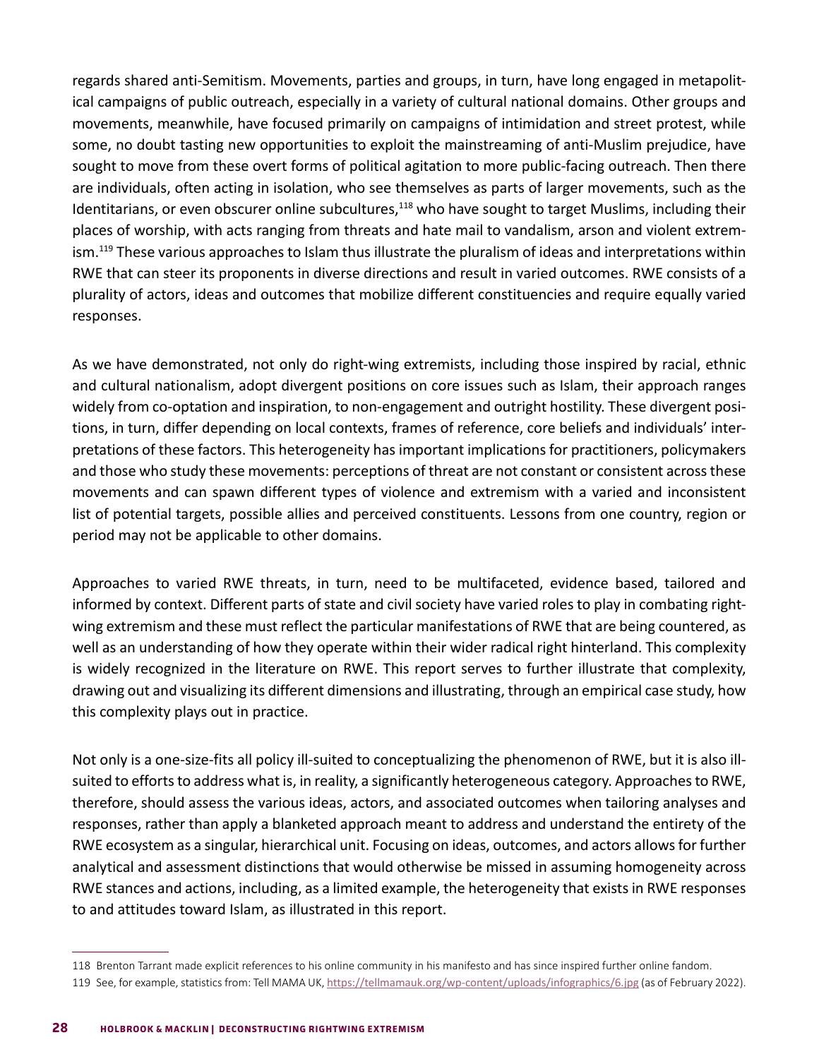regards shared anti-Semitism. Movements, parties and groups, in turn, have long engaged in metapolitical campaigns of public outreach, especially in a variety of cultural national domains. Other groups and movements, meanwhile, have focused primarily on campaigns of intimidation and street protest, while some, no doubt tasting new opportunities to exploit the mainstreaming of anti-Muslim prejudice, have sought to move from these overt forms of political agitation to more public-facing outreach. Then there are individuals, often acting in isolation, who see themselves as parts of larger movements, such as the Identitarians, or even obscurer online subcultures,[118] who have sought to target Muslims, including their places of worship, with acts ranging from threats and hate mail to vandalism, arson and violent extremism.[119] These various approaches to Islam thus illustrate the pluralism of ideas and interpretations within RWE that can steer its proponents in diverse directions and result in varied outcomes. RWE consists of a plurality of actors, ideas and outcomes that mobilize different constituencies and require equally varied responses.

As we have demonstrated, not only do right-wing extremists, including those inspired by racial, ethnic and cultural nationalism, adopt divergent positions on core issues such as Islam, their approach ranges widely from co-optation and inspiration, to non-engagement and outright hostility. These divergent positions, in turn, differ depending on local contexts, frames of reference, core beliefs and individuals' interpretations of these factors. This heterogeneity has important implications for practitioners, policymakers and those who study these movements: perceptions of threat are not constant or consistent across these movements and can spawn different types of violence and extremism with a varied and inconsistent list of potential targets, possible allies and perceived constituents. Lessons from one country, region or period may not be applicable to other domains.

Approaches to varied RWE threats, in turn, need to be multifaceted, evidence based, tailored and informed by context. Different parts of state and civil society have varied roles to play in combating right-wing extremism and these must reflect the particular manifestations of RWE that are being countered, as well as an understanding of how they operate within their wider radical right hinterland. This complexity is widely recognized in the literature on RWE. This report serves to further illustrate that complexity, drawing out and visualizing its different dimensions and illustrating, through an empirical case study, how this complexity plays out in practice.

Not only is a one-size-fits all policy ill-suited to conceptualizing the phenomenon of RWE, but it is also ill-suited to efforts to address what is, in reality, a significantly heterogeneous category. Approaches to RWE, therefore, should assess the various ideas, actors, and associated outcomes when tailoring analyses and responses, rather than apply a blanketed approach meant to address and understand the entirety of the RWE ecosystem as a singular, hierarchical unit. Focusing on ideas, outcomes, and actors allows for further analytical and assessment distinctions that would otherwise be missed in assuming homogeneity across RWE stances and actions, including, as a limited example, the heterogeneity that exists in RWE responses to and attitudes toward Islam, as illustrated in this report.

---

118 Brenton Tarrant made explicit references to his online community in his manifesto and has since inspired further online fandom.

119 See, for example, statistics from: Tell MAMA UK, https://tellmamauk.org/wp-content/uploads/infographics/6.jpg (as of February 2022).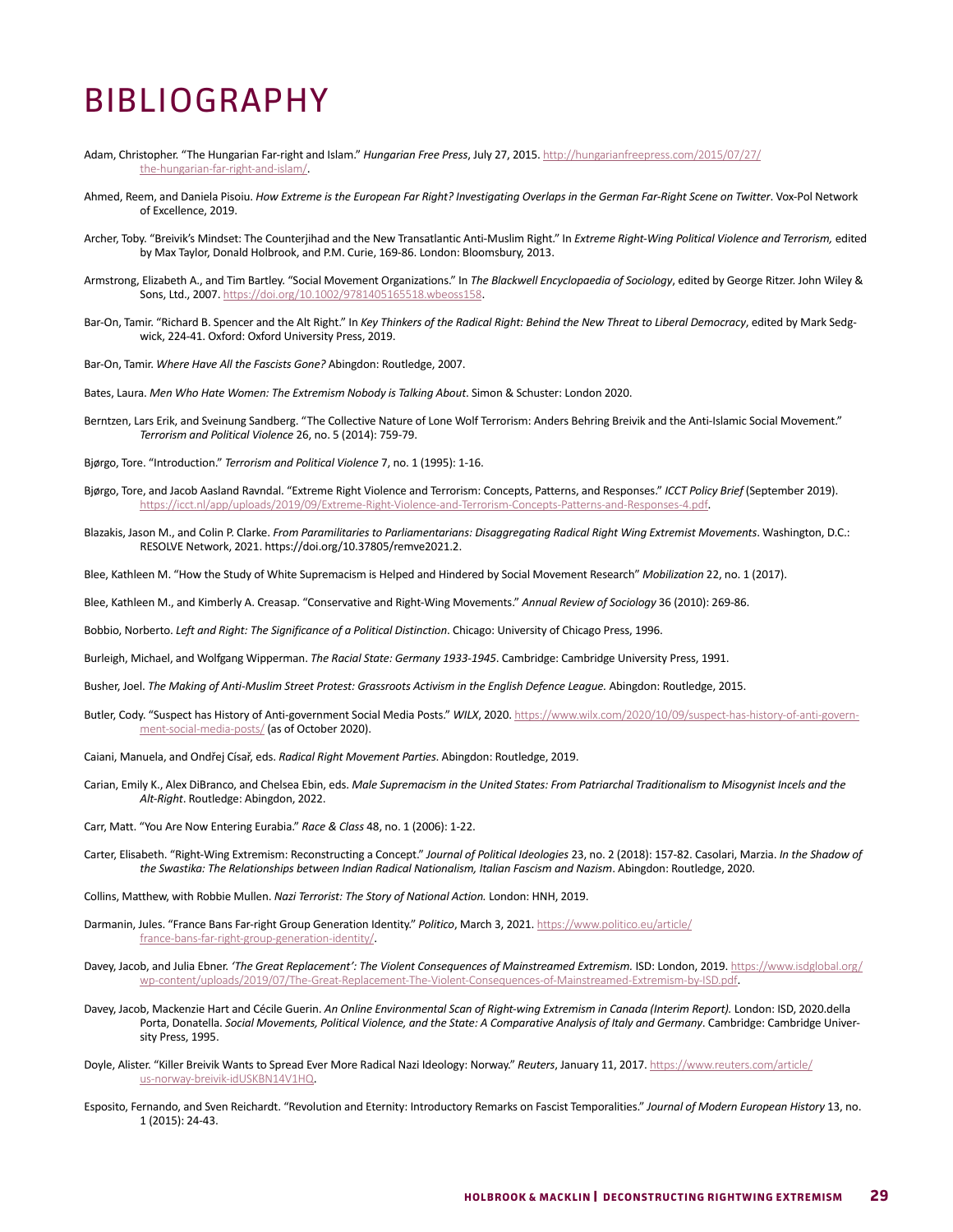# BIBLIOGRAPHY

Adam, Christopher. "The Hungarian Far-right and Islam." *Hungarian Free Press*, July 27, 2015. http://hungarianfreepress.com/2015/07/27/the-hungarian-far-right-and-islam/.

Ahmed, Reem, and Daniela Pisoiu. *How Extreme is the European Far Right? Investigating Overlaps in the German Far-Right Scene on Twitter*. Vox-Pol Network of Excellence, 2019.

Archer, Toby. "Breivik's Mindset: The Counterjihad and the New Transatlantic Anti-Muslim Right." In *Extreme Right-Wing Political Violence and Terrorism,* edited by Max Taylor, Donald Holbrook, and P.M. Curie, 169-86. London: Bloomsbury, 2013.

Armstrong, Elizabeth A., and Tim Bartley. "Social Movement Organizations." In *The Blackwell Encyclopaedia of Sociology*, edited by George Ritzer. John Wiley & Sons, Ltd., 2007. https://doi.org/10.1002/9781405165518.wbeoss158.

Bar-On, Tamir. "Richard B. Spencer and the Alt Right." In *Key Thinkers of the Radical Right: Behind the New Threat to Liberal Democracy*, edited by Mark Sedgwick, 224-41. Oxford: Oxford University Press, 2019.

Bar-On, Tamir. *Where Have All the Fascists Gone?* Abingdon: Routledge, 2007.

Bates, Laura. *Men Who Hate Women: The Extremism Nobody is Talking About*. Simon & Schuster: London 2020.

Berntzen, Lars Erik, and Sveinung Sandberg. "The Collective Nature of Lone Wolf Terrorism: Anders Behring Breivik and the Anti-Islamic Social Movement." *Terrorism and Political Violence* 26, no. 5 (2014): 759-79.

Bjørgo, Tore. "Introduction." *Terrorism and Political Violence* 7, no. 1 (1995): 1-16.

Bjørgo, Tore, and Jacob Aasland Ravndal. "Extreme Right Violence and Terrorism: Concepts, Patterns, and Responses." *ICCT Policy Brief* (September 2019). https://icct.nl/app/uploads/2019/09/Extreme-Right-Violence-and-Terrorism-Concepts-Patterns-and-Responses-4.pdf.

Blazakis, Jason M., and Colin P. Clarke. *From Paramilitaries to Parliamentarians: Disaggregating Radical Right Wing Extremist Movements*. Washington, D.C.: RESOLVE Network, 2021. https://doi.org/10.37805/remve2021.2.

Blee, Kathleen M. "How the Study of White Supremacism is Helped and Hindered by Social Movement Research" *Mobilization* 22, no. 1 (2017).

Blee, Kathleen M., and Kimberly A. Creasap. "Conservative and Right-Wing Movements." *Annual Review of Sociology* 36 (2010): 269-86.

Bobbio, Norberto. *Left and Right: The Significance of a Political Distinction*. Chicago: University of Chicago Press, 1996.

Burleigh, Michael, and Wolfgang Wipperman. *The Racial State: Germany 1933-1945*. Cambridge: Cambridge University Press, 1991.

Busher, Joel. *The Making of Anti-Muslim Street Protest: Grassroots Activism in the English Defence League.* Abingdon: Routledge, 2015.

Butler, Cody. "Suspect has History of Anti-government Social Media Posts." *WILX*, 2020. https://www.wilx.com/2020/10/09/suspect-has-history-of-anti-government-social-media-posts/ (as of October 2020).

Caiani, Manuela, and Ondřej Císař, eds. *Radical Right Movement Parties*. Abingdon: Routledge, 2019.

Carian, Emily K., Alex DiBranco, and Chelsea Ebin, eds. *Male Supremacism in the United States: From Patriarchal Traditionalism to Misogynist Incels and the Alt-Right*. Routledge: Abingdon, 2022.

Carr, Matt. "You Are Now Entering Eurabia." *Race & Class* 48, no. 1 (2006): 1-22.

Carter, Elisabeth. "Right-Wing Extremism: Reconstructing a Concept." *Journal of Political Ideologies* 23, no. 2 (2018): 157-82. Casolari, Marzia. *In the Shadow of the Swastika: The Relationships between Indian Radical Nationalism, Italian Fascism and Nazism*. Abingdon: Routledge, 2020.

Collins, Matthew, with Robbie Mullen. *Nazi Terrorist: The Story of National Action.* London: HNH, 2019.

Darmanin, Jules. "France Bans Far-right Group Generation Identity." *Politico*, March 3, 2021. https://www.politico.eu/article/france-bans-far-right-group-generation-identity/.

Davey, Jacob, and Julia Ebner. *'The Great Replacement': The Violent Consequences of Mainstreamed Extremism.* ISD: London, 2019. https://www.isdglobal.org/wp-content/uploads/2019/07/The-Great-Replacement-The-Violent-Consequences-of-Mainstreamed-Extremism-by-ISD.pdf.

Davey, Jacob, Mackenzie Hart and Cécile Guerin. *An Online Environmental Scan of Right-wing Extremism in Canada (Interim Report).* London: ISD, 2020.della Porta, Donatella. *Social Movements, Political Violence, and the State: A Comparative Analysis of Italy and Germany*. Cambridge: Cambridge University Press, 1995.

Doyle, Alister. "Killer Breivik Wants to Spread Ever More Radical Nazi Ideology: Norway." *Reuters*, January 11, 2017. https://www.reuters.com/article/us-norway-breivik-idUSKBN14V1HQ.

Esposito, Fernando, and Sven Reichardt. "Revolution and Eternity: Introductory Remarks on Fascist Temporalities." *Journal of Modern European History* 13, no. 1 (2015): 24-43.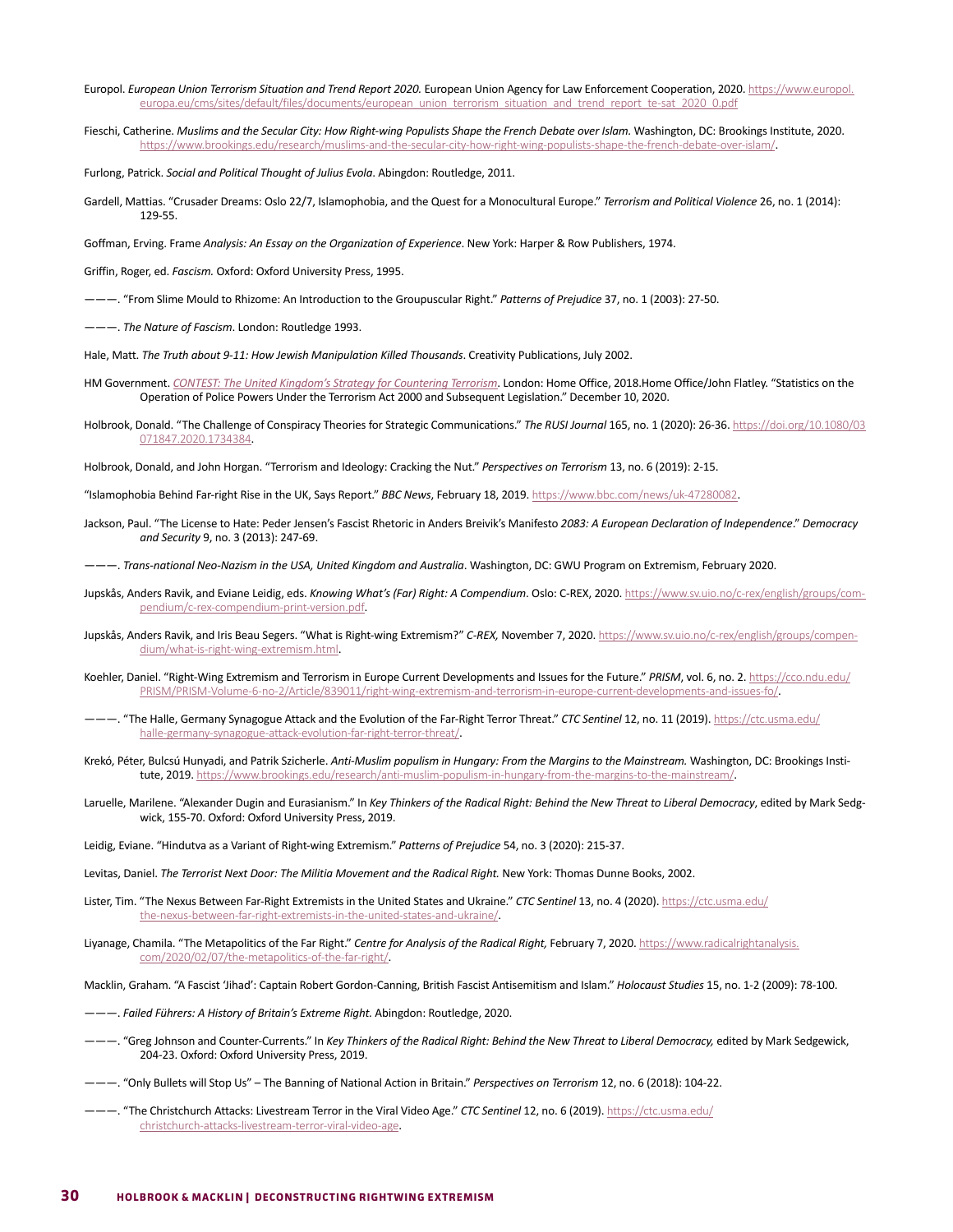Europol. *European Union Terrorism Situation and Trend Report 2020.* European Union Agency for Law Enforcement Cooperation, 2020. https://www.europol.europa.eu/cms/sites/default/files/documents/european_union_terrorism_situation_and_trend_report_te-sat_2020_0.pdf

Fieschi, Catherine. *Muslims and the Secular City: How Right-wing Populists Shape the French Debate over Islam.* Washington, DC: Brookings Institute, 2020. https://www.brookings.edu/research/muslims-and-the-secular-city-how-right-wing-populists-shape-the-french-debate-over-islam/.

Furlong, Patrick. *Social and Political Thought of Julius Evola*. Abingdon: Routledge, 2011.

Gardell, Mattias. "Crusader Dreams: Oslo 22/7, Islamophobia, and the Quest for a Monocultural Europe." *Terrorism and Political Violence* 26, no. 1 (2014): 129-55.

Goffman, Erving. Frame *Analysis: An Essay on the Organization of Experience*. New York: Harper & Row Publishers, 1974.

Griffin, Roger, ed. *Fascism.* Oxford: Oxford University Press, 1995.

———. "From Slime Mould to Rhizome: An Introduction to the Groupuscular Right." *Patterns of Prejudice* 37, no. 1 (2003): 27-50.

———. *The Nature of Fascism*. London: Routledge 1993.

Hale, Matt. *The Truth about 9-11: How Jewish Manipulation Killed Thousands*. Creativity Publications, July 2002.

HM Government. *CONTEST: The United Kingdom's Strategy for Countering Terrorism*. London: Home Office, 2018.Home Office/John Flatley. "Statistics on the Operation of Police Powers Under the Terrorism Act 2000 and Subsequent Legislation." December 10, 2020.

Holbrook, Donald. "The Challenge of Conspiracy Theories for Strategic Communications." *The RUSI Journal* 165, no. 1 (2020): 26-36. https://doi.org/10.1080/03071847.2020.1734384.

Holbrook, Donald, and John Horgan. "Terrorism and Ideology: Cracking the Nut." *Perspectives on Terrorism* 13, no. 6 (2019): 2-15.

"Islamophobia Behind Far-right Rise in the UK, Says Report." *BBC News*, February 18, 2019. https://www.bbc.com/news/uk-47280082.

Jackson, Paul. "The License to Hate: Peder Jensen's Fascist Rhetoric in Anders Breivik's Manifesto *2083: A European Declaration of Independence*." *Democracy and Security* 9, no. 3 (2013): 247-69.

———. *Trans-national Neo-Nazism in the USA, United Kingdom and Australia*. Washington, DC: GWU Program on Extremism, February 2020.

Jupskås, Anders Ravik, and Eviane Leidig, eds. *Knowing What's (Far) Right: A Compendium*. Oslo: C-REX, 2020. https://www.sv.uio.no/c-rex/english/groups/compendium/c-rex-compendium-print-version.pdf.

Jupskås, Anders Ravik, and Iris Beau Segers. "What is Right-wing Extremism?" *C-REX,* November 7, 2020. https://www.sv.uio.no/c-rex/english/groups/compendium/what-is-right-wing-extremism.html.

Koehler, Daniel. "Right-Wing Extremism and Terrorism in Europe Current Developments and Issues for the Future." *PRISM*, vol. 6, no. 2. https://cco.ndu.edu/PRISM/PRISM-Volume-6-no-2/Article/839011/right-wing-extremism-and-terrorism-in-europe-current-developments-and-issues-fo/.

———. "The Halle, Germany Synagogue Attack and the Evolution of the Far-Right Terror Threat." *CTC Sentinel* 12, no. 11 (2019). https://ctc.usma.edu/halle-germany-synagogue-attack-evolution-far-right-terror-threat/.

Krekó, Péter, Bulcsú Hunyadi, and Patrik Szicherle. *Anti-Muslim populism in Hungary: From the Margins to the Mainstream.* Washington, DC: Brookings Institute, 2019. https://www.brookings.edu/research/anti-muslim-populism-in-hungary-from-the-margins-to-the-mainstream/.

Laruelle, Marilene. "Alexander Dugin and Eurasianism." In *Key Thinkers of the Radical Right: Behind the New Threat to Liberal Democracy*, edited by Mark Sedgwick, 155-70. Oxford: Oxford University Press, 2019.

Leidig, Eviane. "Hindutva as a Variant of Right-wing Extremism." *Patterns of Prejudice* 54, no. 3 (2020): 215-37.

Levitas, Daniel. *The Terrorist Next Door: The Militia Movement and the Radical Right.* New York: Thomas Dunne Books, 2002.

Lister, Tim. "The Nexus Between Far-Right Extremists in the United States and Ukraine." *CTC Sentinel* 13, no. 4 (2020). https://ctc.usma.edu/the-nexus-between-far-right-extremists-in-the-united-states-and-ukraine/.

Liyanage, Chamila. "The Metapolitics of the Far Right." *Centre for Analysis of the Radical Right,* February 7, 2020. https://www.radicalrightanalysis.com/2020/02/07/the-metapolitics-of-the-far-right/.

Macklin, Graham. "A Fascist 'Jihad': Captain Robert Gordon-Canning, British Fascist Antisemitism and Islam." *Holocaust Studies* 15, no. 1-2 (2009): 78-100.

———. *Failed Führers: A History of Britain's Extreme Right.* Abingdon: Routledge, 2020.

———. "Greg Johnson and Counter-Currents." In *Key Thinkers of the Radical Right: Behind the New Threat to Liberal Democracy,* edited by Mark Sedgewick, 204-23. Oxford: Oxford University Press, 2019.

———. "Only Bullets will Stop Us" – The Banning of National Action in Britain." *Perspectives on Terrorism* 12, no. 6 (2018): 104-22.

———. "The Christchurch Attacks: Livestream Terror in the Viral Video Age." *CTC Sentinel* 12, no. 6 (2019). https://ctc.usma.edu/christchurch-attacks-livestream-terror-viral-video-age.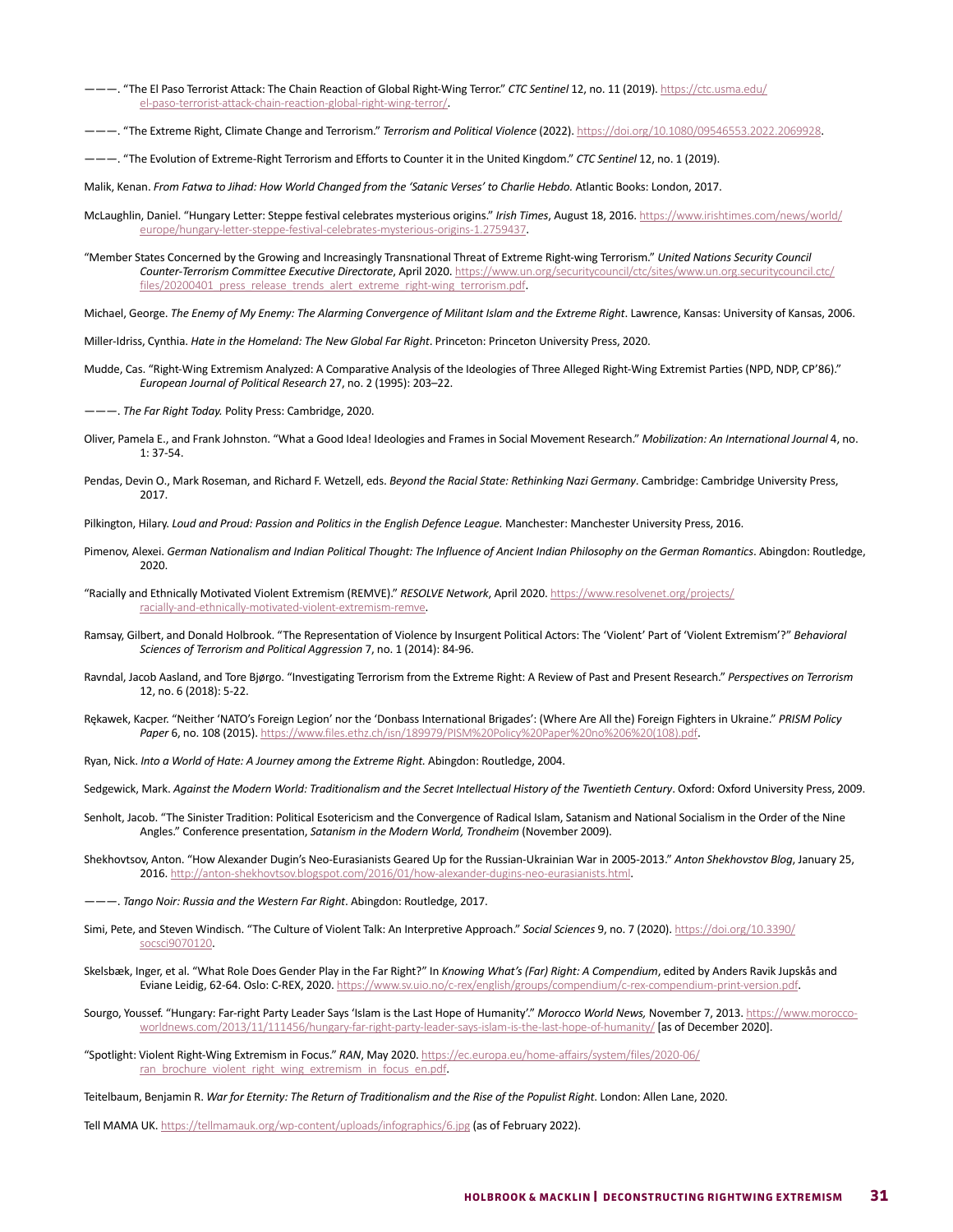———. "The El Paso Terrorist Attack: The Chain Reaction of Global Right-Wing Terror." *CTC Sentinel* 12, no. 11 (2019). https://ctc.usma.edu/el-paso-terrorist-attack-chain-reaction-global-right-wing-terror/.

———. "The Extreme Right, Climate Change and Terrorism." *Terrorism and Political Violence* (2022). https://doi.org/10.1080/09546553.2022.2069928.

———. "The Evolution of Extreme-Right Terrorism and Efforts to Counter it in the United Kingdom." *CTC Sentinel* 12, no. 1 (2019).

Malik, Kenan. *From Fatwa to Jihad: How World Changed from the 'Satanic Verses' to Charlie Hebdo.* Atlantic Books: London, 2017.

McLaughlin, Daniel. "Hungary Letter: Steppe festival celebrates mysterious origins." *Irish Times*, August 18, 2016. https://www.irishtimes.com/news/world/europe/hungary-letter-steppe-festival-celebrates-mysterious-origins-1.2759437.

"Member States Concerned by the Growing and Increasingly Transnational Threat of Extreme Right-wing Terrorism." *United Nations Security Council Counter-Terrorism Committee Executive Directorate*, April 2020. https://www.un.org/securitycouncil/ctc/sites/www.un.org.securitycouncil.ctc/files/20200401_press_release_trends_alert_extreme_right-wing_terrorism.pdf.

Michael, George. *The Enemy of My Enemy: The Alarming Convergence of Militant Islam and the Extreme Right*. Lawrence, Kansas: University of Kansas, 2006.

Miller-Idriss, Cynthia. *Hate in the Homeland: The New Global Far Right*. Princeton: Princeton University Press, 2020.

Mudde, Cas. "Right-Wing Extremism Analyzed: A Comparative Analysis of the Ideologies of Three Alleged Right-Wing Extremist Parties (NPD, NDP, CP'86)." *European Journal of Political Research* 27, no. 2 (1995): 203–22.

———. *The Far Right Today.* Polity Press: Cambridge, 2020.

Oliver, Pamela E., and Frank Johnston. "What a Good Idea! Ideologies and Frames in Social Movement Research." *Mobilization: An International Journal* 4, no. 1: 37-54.

Pendas, Devin O., Mark Roseman, and Richard F. Wetzell, eds. *Beyond the Racial State: Rethinking Nazi Germany*. Cambridge: Cambridge University Press, 2017.

Pilkington, Hilary. *Loud and Proud: Passion and Politics in the English Defence League.* Manchester: Manchester University Press, 2016.

Pimenov, Alexei. *German Nationalism and Indian Political Thought: The Influence of Ancient Indian Philosophy on the German Romantics*. Abingdon: Routledge, 2020.

"Racially and Ethnically Motivated Violent Extremism (REMVE)." *RESOLVE Network*, April 2020. https://www.resolvenet.org/projects/racially-and-ethnically-motivated-violent-extremism-remve.

Ramsay, Gilbert, and Donald Holbrook. "The Representation of Violence by Insurgent Political Actors: The 'Violent' Part of 'Violent Extremism'?" *Behavioral Sciences of Terrorism and Political Aggression* 7, no. 1 (2014): 84-96.

Ravndal, Jacob Aasland, and Tore Bjørgo. "Investigating Terrorism from the Extreme Right: A Review of Past and Present Research." *Perspectives on Terrorism* 12, no. 6 (2018): 5-22.

Rękawek, Kacper. "Neither 'NATO's Foreign Legion' nor the 'Donbass International Brigades': (Where Are All the) Foreign Fighters in Ukraine." *PRISM Policy Paper* 6, no. 108 (2015). https://www.files.ethz.ch/isn/189979/PISM%20Policy%20Paper%20no%206%20(108).pdf.

Ryan, Nick. *Into a World of Hate: A Journey among the Extreme Right.* Abingdon: Routledge, 2004.

Sedgewick, Mark. *Against the Modern World: Traditionalism and the Secret Intellectual History of the Twentieth Century*. Oxford: Oxford University Press, 2009.

Senholt, Jacob. "The Sinister Tradition: Political Esotericism and the Convergence of Radical Islam, Satanism and National Socialism in the Order of the Nine Angles." Conference presentation, *Satanism in the Modern World, Trondheim* (November 2009).

Shekhovtsov, Anton. "How Alexander Dugin's Neo-Eurasianists Geared Up for the Russian-Ukrainian War in 2005-2013." *Anton Shekhovtsov Blog*, January 25, 2016. http://anton-shekhovtsov.blogspot.com/2016/01/how-alexander-dugins-neo-eurasianists.html.

———. *Tango Noir: Russia and the Western Far Right*. Abingdon: Routledge, 2017.

Simi, Pete, and Steven Windisch. "The Culture of Violent Talk: An Interpretive Approach." *Social Sciences* 9, no. 7 (2020). https://doi.org/10.3390/socsci9070120.

Skelsbæk, Inger, et al. "What Role Does Gender Play in the Far Right?" In *Knowing What's (Far) Right: A Compendium*, edited by Anders Ravik Jupskås and Eviane Leidig, 62-64. Oslo: C-REX, 2020. https://www.sv.uio.no/c-rex/english/groups/compendium/c-rex-compendium-print-version.pdf.

Sourgo, Youssef. "Hungary: Far-right Party Leader Says 'Islam is the Last Hope of Humanity'." *Morocco World News,* November 7, 2013. https://www.morocco-worldnews.com/2013/11/111456/hungary-far-right-party-leader-says-islam-is-the-last-hope-of-humanity/ [as of December 2020].

"Spotlight: Violent Right-Wing Extremism in Focus." *RAN*, May 2020. https://ec.europa.eu/home-affairs/system/files/2020-06/ran_brochure_violent_right_wing_extremism_in_focus_en.pdf.

Teitelbaum, Benjamin R. *War for Eternity: The Return of Traditionalism and the Rise of the Populist Right*. London: Allen Lane, 2020.

Tell MAMA UK. https://tellmamauk.org/wp-content/uploads/infographics/6.jpg (as of February 2022).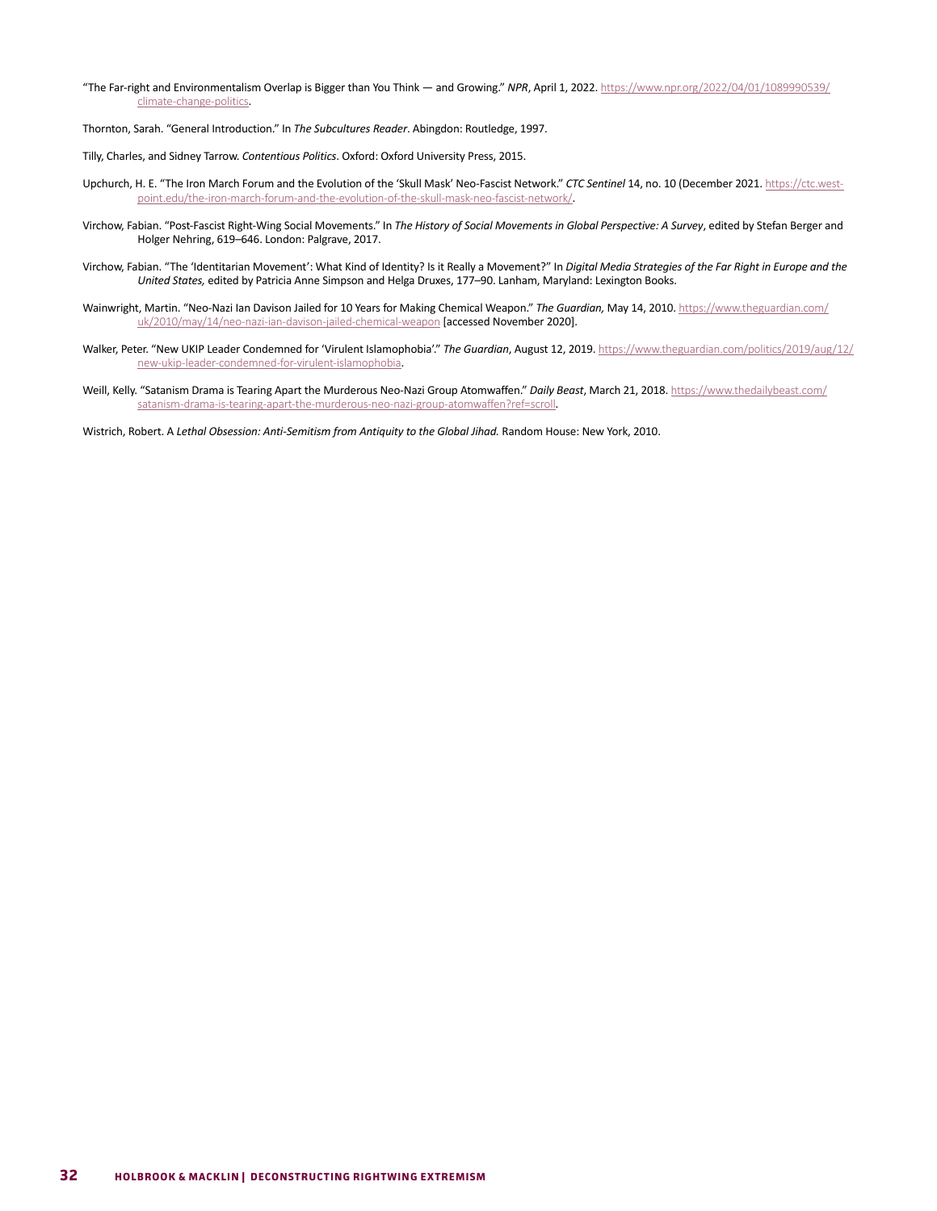"The Far-right and Environmentalism Overlap is Bigger than You Think — and Growing." *NPR*, April 1, 2022. https://www.npr.org/2022/04/01/1089990539/climate-change-politics.

Thornton, Sarah. "General Introduction." In *The Subcultures Reader*. Abingdon: Routledge, 1997.

Tilly, Charles, and Sidney Tarrow. *Contentious Politics*. Oxford: Oxford University Press, 2015.

Upchurch, H. E. "The Iron March Forum and the Evolution of the 'Skull Mask' Neo-Fascist Network." *CTC Sentinel* 14, no. 10 (December 2021. https://ctc.west-point.edu/the-iron-march-forum-and-the-evolution-of-the-skull-mask-neo-fascist-network/.

Virchow, Fabian. "Post-Fascist Right-Wing Social Movements." In *The History of Social Movements in Global Perspective: A Survey*, edited by Stefan Berger and Holger Nehring, 619–646. London: Palgrave, 2017.

Virchow, Fabian. "The 'Identitarian Movement': What Kind of Identity? Is it Really a Movement?" In *Digital Media Strategies of the Far Right in Europe and the United States,* edited by Patricia Anne Simpson and Helga Druxes, 177–90. Lanham, Maryland: Lexington Books.

Wainwright, Martin. "Neo-Nazi Ian Davison Jailed for 10 Years for Making Chemical Weapon." *The Guardian,* May 14, 2010. https://www.theguardian.com/uk/2010/may/14/neo-nazi-ian-davison-jailed-chemical-weapon [accessed November 2020].

Walker, Peter. "New UKIP Leader Condemned for 'Virulent Islamophobia'." *The Guardian*, August 12, 2019. https://www.theguardian.com/politics/2019/aug/12/new-ukip-leader-condemned-for-virulent-islamophobia.

Weill, Kelly. "Satanism Drama is Tearing Apart the Murderous Neo-Nazi Group Atomwaffen." *Daily Beast*, March 21, 2018. https://www.thedailybeast.com/satanism-drama-is-tearing-apart-the-murderous-neo-nazi-group-atomwaffen?ref=scroll.

Wistrich, Robert. A *Lethal Obsession: Anti-Semitism from Antiquity to the Global Jihad.* Random House: New York, 2010.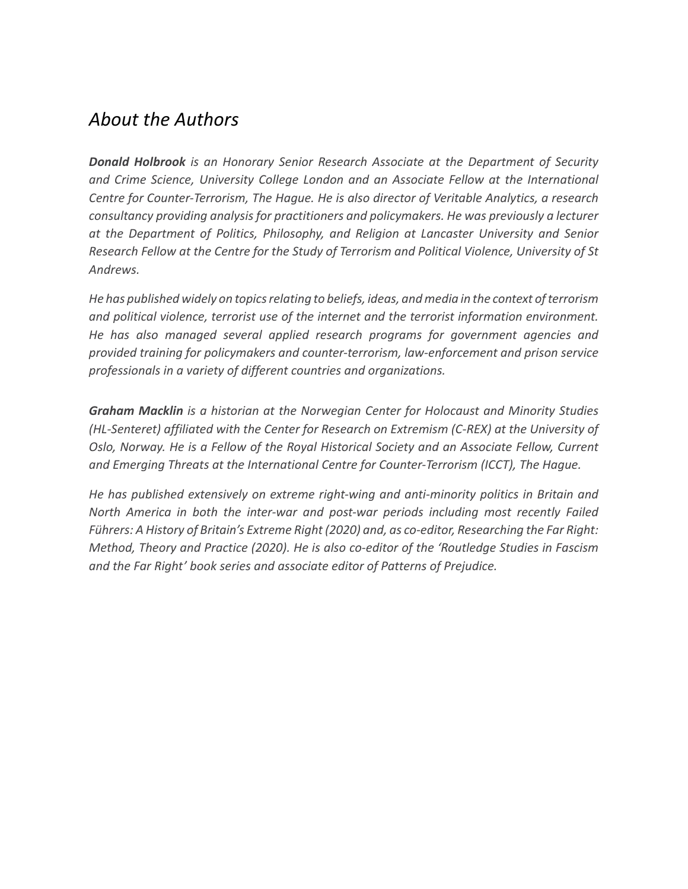## *About the Authors*

***Donald Holbrook** is an Honorary Senior Research Associate at the Department of Security and Crime Science, University College London and an Associate Fellow at the International Centre for Counter-Terrorism, The Hague. He is also director of Veritable Analytics, a research consultancy providing analysis for practitioners and policymakers. He was previously a lecturer at the Department of Politics, Philosophy, and Religion at Lancaster University and Senior Research Fellow at the Centre for the Study of Terrorism and Political Violence, University of St Andrews.*

*He has published widely on topics relating to beliefs, ideas, and media in the context of terrorism and political violence, terrorist use of the internet and the terrorist information environment. He has also managed several applied research programs for government agencies and provided training for policymakers and counter-terrorism, law-enforcement and prison service professionals in a variety of different countries and organizations.*

***Graham Macklin** is a historian at the Norwegian Center for Holocaust and Minority Studies (HL-Senteret) affiliated with the Center for Research on Extremism (C-REX) at the University of Oslo, Norway. He is a Fellow of the Royal Historical Society and an Associate Fellow, Current and Emerging Threats at the International Centre for Counter-Terrorism (ICCT), The Hague.*

*He has published extensively on extreme right-wing and anti-minority politics in Britain and North America in both the inter-war and post-war periods including most recently Failed Führers: A History of Britain's Extreme Right (2020) and, as co-editor, Researching the Far Right: Method, Theory and Practice (2020). He is also co-editor of the 'Routledge Studies in Fascism and the Far Right' book series and associate editor of Patterns of Prejudice.*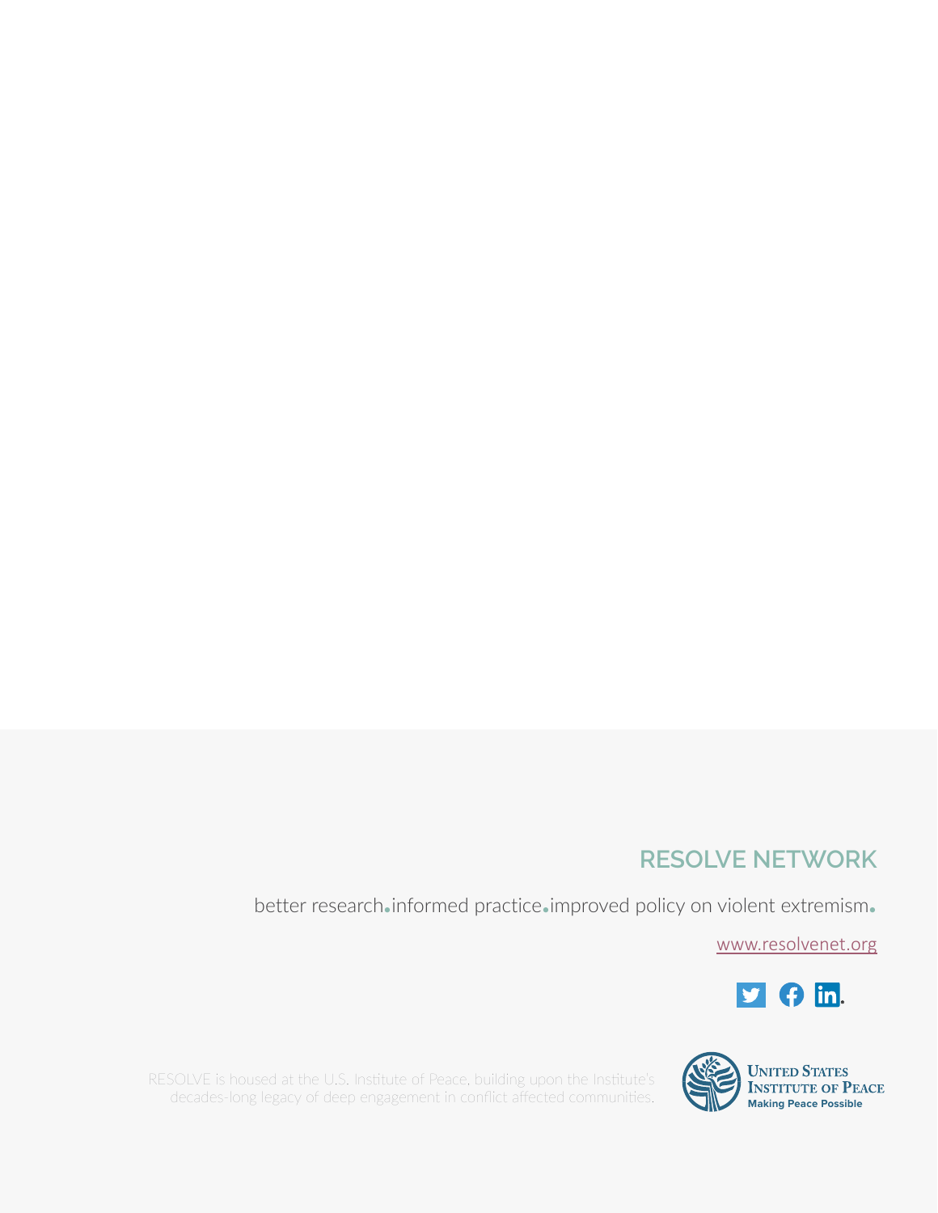## RESOLVE NETWORK

better research.informed practice.improved policy on violent extremism.

www.resolvenet.org

RESOLVE is housed at the U.S. Institute of Peace, building upon the Institute's decades-long legacy of deep engagement in conflict affected communities.

UNITED STATES INSTITUTE OF PEACE
Making Peace Possible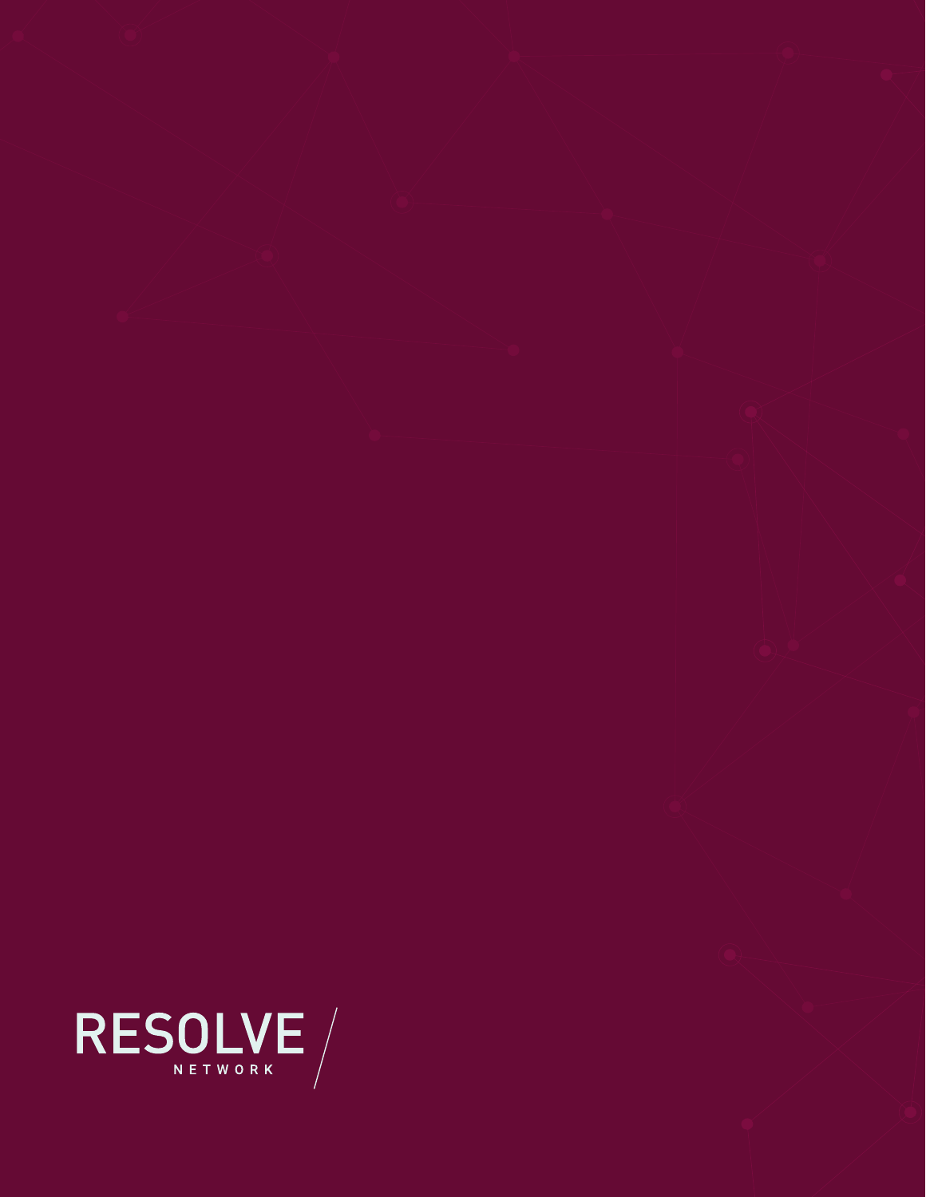RESOLVE

NETWORK